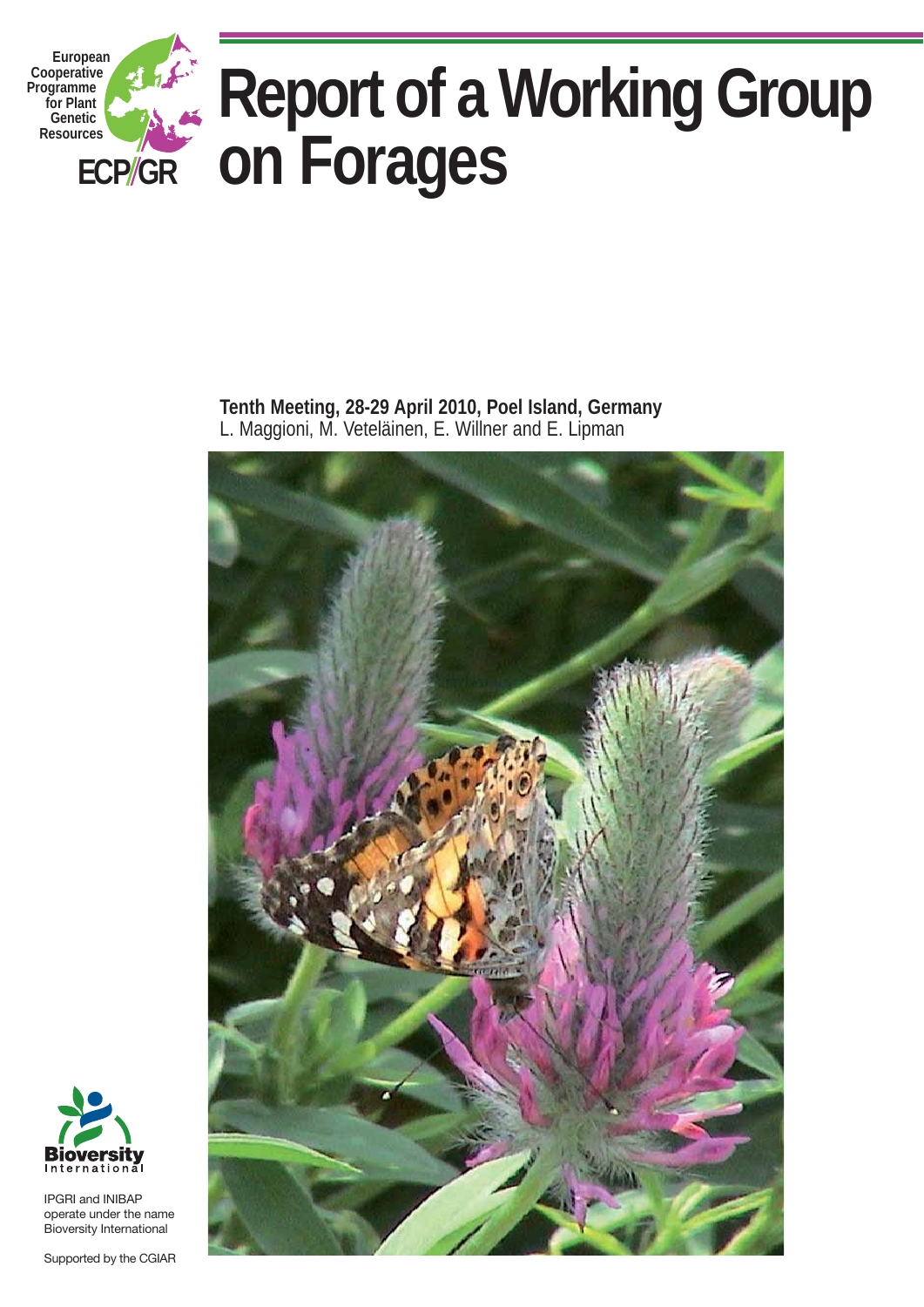European Cooperative Programme for Plant Genetic Resources

ECP/GR

# Report of a Working Group on Forages

**Tenth Meeting, 28-29 April 2010, Poel Island, Germany**

L. Maggioni, M. Veteläinen, E. Willner and E. Lipman

Bioversity International

IPGRI and INIBAP operate under the name Bioversity International

Supported by the CGIAR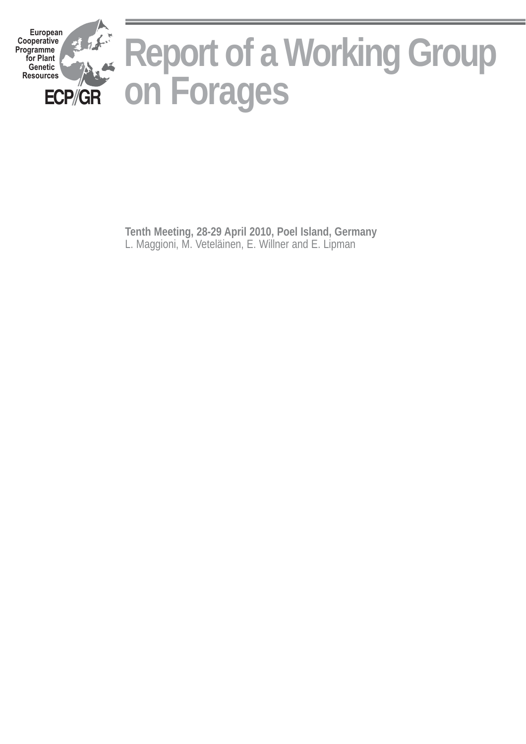European Cooperative Programme for Plant Genetic Resources

ECP/GR

# Report of a Working Group on Forages

**Tenth Meeting, 28-29 April 2010, Poel Island, Germany**

L. Maggioni, M. Veteläinen, E. Willner and E. Lipman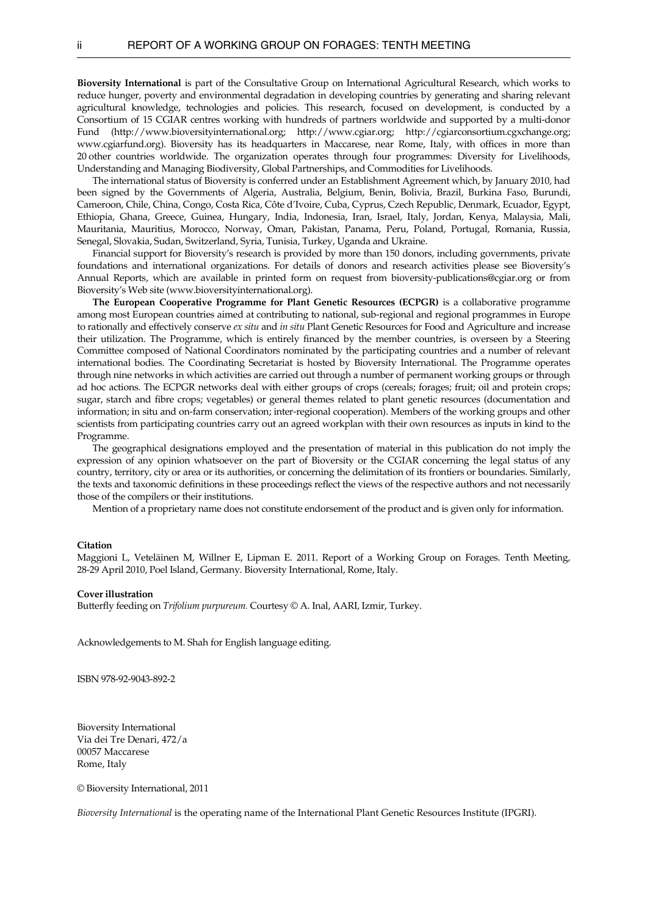**Bioversity International** is part of the Consultative Group on International Agricultural Research, which works to reduce hunger, poverty and environmental degradation in developing countries by generating and sharing relevant agricultural knowledge, technologies and policies. This research, focused on development, is conducted by a Consortium of 15 CGIAR centres working with hundreds of partners worldwide and supported by a multi-donor Fund (http://www.bioversityinternational.org; http://www.cgiar.org; http://cgiarconsortium.cgxchange.org; www.cgiarfund.org). Bioversity has its headquarters in Maccarese, near Rome, Italy, with offices in more than 20 other countries worldwide. The organization operates through four programmes: Diversity for Livelihoods, Understanding and Managing Biodiversity, Global Partnerships, and Commodities for Livelihoods.

The international status of Bioversity is conferred under an Establishment Agreement which, by January 2010, had been signed by the Governments of Algeria, Australia, Belgium, Benin, Bolivia, Brazil, Burkina Faso, Burundi, Cameroon, Chile, China, Congo, Costa Rica, Côte d'Ivoire, Cuba, Cyprus, Czech Republic, Denmark, Ecuador, Egypt, Ethiopia, Ghana, Greece, Guinea, Hungary, India, Indonesia, Iran, Israel, Italy, Jordan, Kenya, Malaysia, Mali, Mauritania, Mauritius, Morocco, Norway, Oman, Pakistan, Panama, Peru, Poland, Portugal, Romania, Russia, Senegal, Slovakia, Sudan, Switzerland, Syria, Tunisia, Turkey, Uganda and Ukraine.

Financial support for Bioversity's research is provided by more than 150 donors, including governments, private foundations and international organizations. For details of donors and research activities please see Bioversity's Annual Reports, which are available in printed form on request from bioversity-publications@cgiar.org or from Bioversity's Web site (www.bioversityinternational.org).

**The European Cooperative Programme for Plant Genetic Resources (ECPGR)** is a collaborative programme among most European countries aimed at contributing to national, sub-regional and regional programmes in Europe to rationally and effectively conserve *ex situ* and *in situ* Plant Genetic Resources for Food and Agriculture and increase their utilization. The Programme, which is entirely financed by the member countries, is overseen by a Steering Committee composed of National Coordinators nominated by the participating countries and a number of relevant international bodies. The Coordinating Secretariat is hosted by Bioversity International. The Programme operates through nine networks in which activities are carried out through a number of permanent working groups or through ad hoc actions. The ECPGR networks deal with either groups of crops (cereals; forages; fruit; oil and protein crops; sugar, starch and fibre crops; vegetables) or general themes related to plant genetic resources (documentation and information; in situ and on-farm conservation; inter-regional cooperation). Members of the working groups and other scientists from participating countries carry out an agreed workplan with their own resources as inputs in kind to the Programme.

The geographical designations employed and the presentation of material in this publication do not imply the expression of any opinion whatsoever on the part of Bioversity or the CGIAR concerning the legal status of any country, territory, city or area or its authorities, or concerning the delimitation of its frontiers or boundaries. Similarly, the texts and taxonomic definitions in these proceedings reflect the views of the respective authors and not necessarily those of the compilers or their institutions.

Mention of a proprietary name does not constitute endorsement of the product and is given only for information.

**Citation**

Maggioni L, Veteläinen M, Willner E, Lipman E. 2011. Report of a Working Group on Forages. Tenth Meeting, 28-29 April 2010, Poel Island, Germany. Bioversity International, Rome, Italy.

**Cover illustration**

Butterfly feeding on *Trifolium purpureum.* Courtesy © A. Inal, AARI, Izmir, Turkey.

Acknowledgements to M. Shah for English language editing.

ISBN 978-92-9043-892-2

Bioversity International
Via dei Tre Denari, 472/a
00057 Maccarese
Rome, Italy

© Bioversity International, 2011

*Bioversity International* is the operating name of the International Plant Genetic Resources Institute (IPGRI).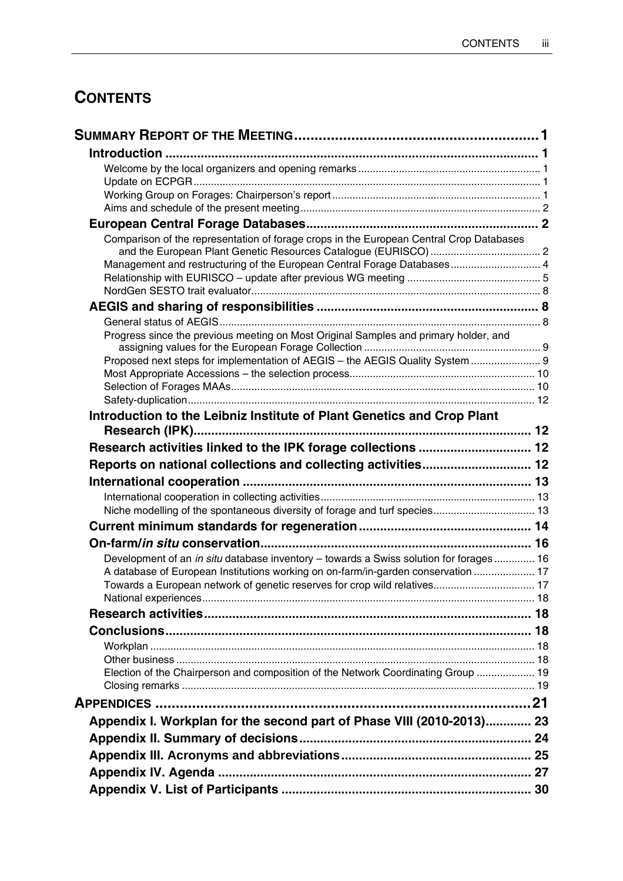# CONTENTS

| | |
|---|---|
| **SUMMARY REPORT OF THE MEETING** | **1** |
| **Introduction** | **1** |
| Welcome by the local organizers and opening remarks | 1 |
| Update on ECPGR | 1 |
| Working Group on Forages: Chairperson's report | 1 |
| Aims and schedule of the present meeting | 2 |
| **European Central Forage Databases** | **2** |
| Comparison of the representation of forage crops in the European Central Crop Databases and the European Plant Genetic Resources Catalogue (EURISCO) | 2 |
| Management and restructuring of the European Central Forage Databases | 4 |
| Relationship with EURISCO – update after previous WG meeting | 5 |
| NordGen SESTO trait evaluator | 8 |
| **AEGIS and sharing of responsibilities** | **8** |
| General status of AEGIS | 8 |
| Progress since the previous meeting on Most Original Samples and primary holder, and assigning values for the European Forage Collection | 9 |
| Proposed next steps for implementation of AEGIS – the AEGIS Quality System | 9 |
| Most Appropriate Accessions – the selection process | 10 |
| Selection of Forages MAAs | 10 |
| Safety-duplication | 12 |
| **Introduction to the Leibniz Institute of Plant Genetics and Crop Plant Research (IPK)** | **12** |
| **Research activities linked to the IPK forage collections** | **12** |
| **Reports on national collections and collecting activities** | **12** |
| **International cooperation** | **13** |
| International cooperation in collecting activities | 13 |
| Niche modelling of the spontaneous diversity of forage and turf species | 13 |
| **Current minimum standards for regeneration** | **14** |
| **On-farm/*in situ* conservation** | **16** |
| Development of an *in situ* database inventory – towards a Swiss solution for forages | 16 |
| A database of European Institutions working on on-farm/in-garden conservation | 17 |
| Towards a European network of genetic reserves for crop wild relatives | 17 |
| National experiences | 18 |
| **Research activities** | **18** |
| **Conclusions** | **18** |
| Workplan | 18 |
| Other business | 18 |
| Election of the Chairperson and composition of the Network Coordinating Group | 19 |
| Closing remarks | 19 |
| **APPENDICES** | **21** |
| **Appendix I. Workplan for the second part of Phase VIII (2010-2013)** | **23** |
| **Appendix II. Summary of decisions** | **24** |
| **Appendix III. Acronyms and abbreviations** | **25** |
| **Appendix IV. Agenda** | **27** |
| **Appendix V. List of Participants** | **30** |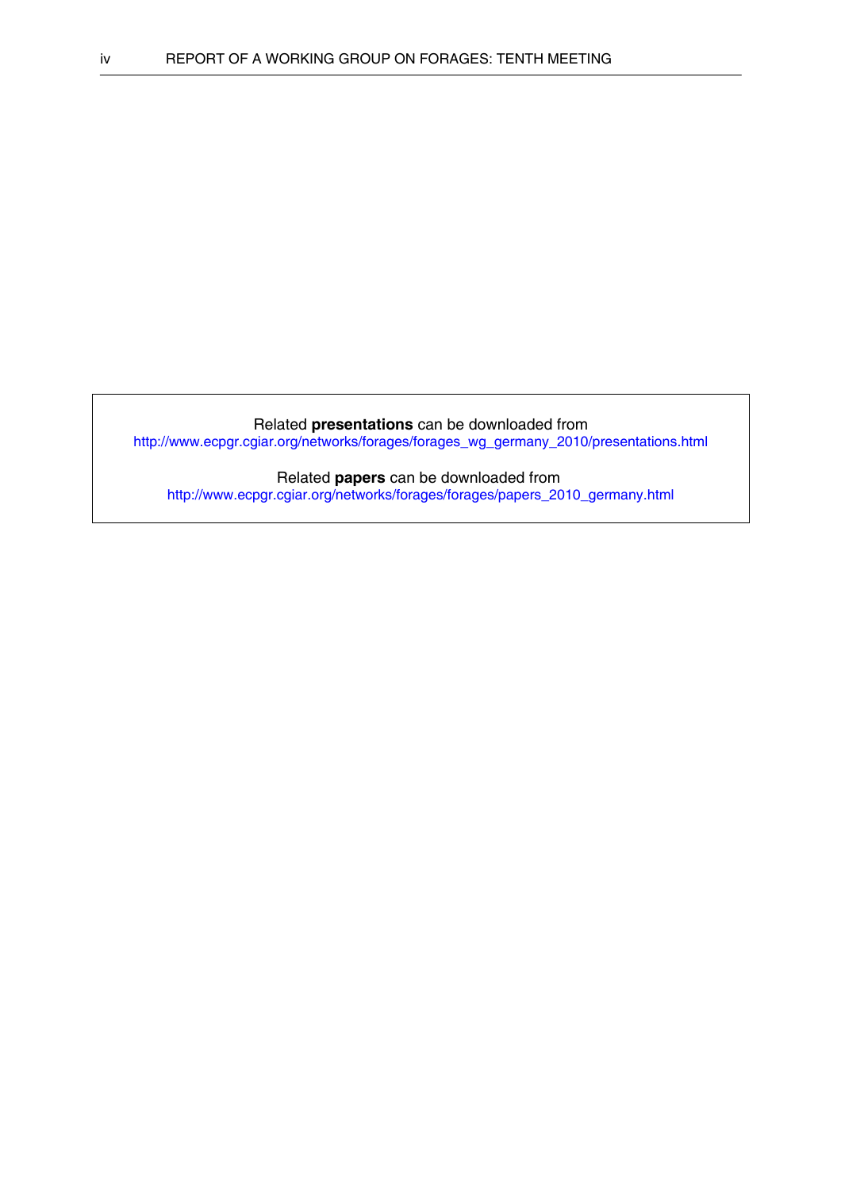Related **presentations** can be downloaded from
http://www.ecpgr.cgiar.org/networks/forages/forages_wg_germany_2010/presentations.html

Related **papers** can be downloaded from
http://www.ecpgr.cgiar.org/networks/forages/forages/papers_2010_germany.html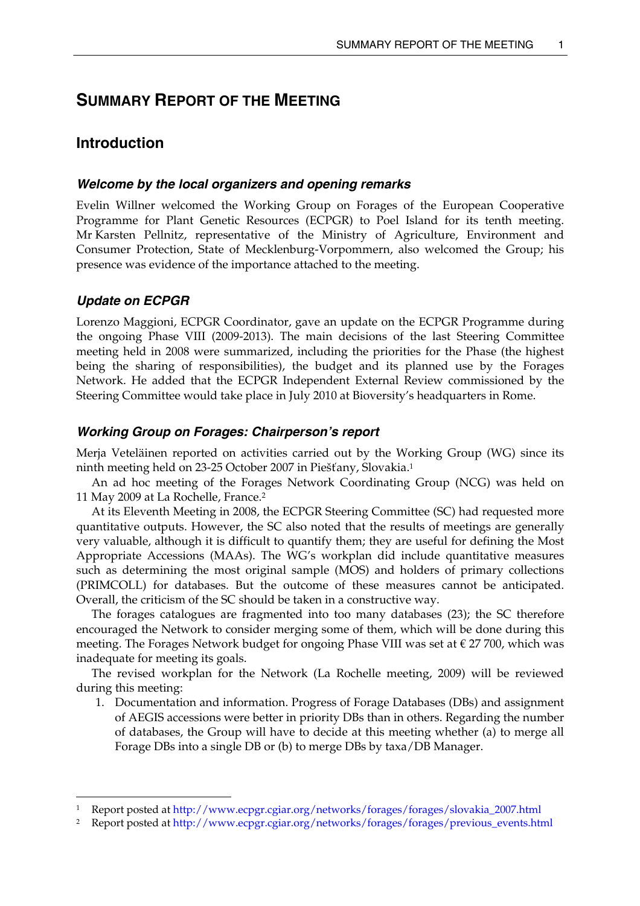# SUMMARY REPORT OF THE MEETING

## Introduction

### *Welcome by the local organizers and opening remarks*

Evelin Willner welcomed the Working Group on Forages of the European Cooperative Programme for Plant Genetic Resources (ECPGR) to Poel Island for its tenth meeting. Mr Karsten Pellnitz, representative of the Ministry of Agriculture, Environment and Consumer Protection, State of Mecklenburg-Vorpommern, also welcomed the Group; his presence was evidence of the importance attached to the meeting.

### *Update on ECPGR*

Lorenzo Maggioni, ECPGR Coordinator, gave an update on the ECPGR Programme during the ongoing Phase VIII (2009-2013). The main decisions of the last Steering Committee meeting held in 2008 were summarized, including the priorities for the Phase (the highest being the sharing of responsibilities), the budget and its planned use by the Forages Network. He added that the ECPGR Independent External Review commissioned by the Steering Committee would take place in July 2010 at Bioversity's headquarters in Rome.

### *Working Group on Forages: Chairperson's report*

Merja Veteläinen reported on activities carried out by the Working Group (WG) since its ninth meeting held on 23-25 October 2007 in Piešťany, Slovakia.[1]

An ad hoc meeting of the Forages Network Coordinating Group (NCG) was held on 11 May 2009 at La Rochelle, France.[2]

At its Eleventh Meeting in 2008, the ECPGR Steering Committee (SC) had requested more quantitative outputs. However, the SC also noted that the results of meetings are generally very valuable, although it is difficult to quantify them; they are useful for defining the Most Appropriate Accessions (MAAs). The WG's workplan did include quantitative measures such as determining the most original sample (MOS) and holders of primary collections (PRIMCOLL) for databases. But the outcome of these measures cannot be anticipated. Overall, the criticism of the SC should be taken in a constructive way.

The forages catalogues are fragmented into too many databases (23); the SC therefore encouraged the Network to consider merging some of them, which will be done during this meeting. The Forages Network budget for ongoing Phase VIII was set at € 27 700, which was inadequate for meeting its goals.

The revised workplan for the Network (La Rochelle meeting, 2009) will be reviewed during this meeting:

1. Documentation and information. Progress of Forage Databases (DBs) and assignment of AEGIS accessions were better in priority DBs than in others. Regarding the number of databases, the Group will have to decide at this meeting whether (a) to merge all Forage DBs into a single DB or (b) to merge DBs by taxa/DB Manager.

---

[1] Report posted at http://www.ecpgr.cgiar.org/networks/forages/forages/slovakia_2007.html

[2] Report posted at http://www.ecpgr.cgiar.org/networks/forages/forages/previous_events.html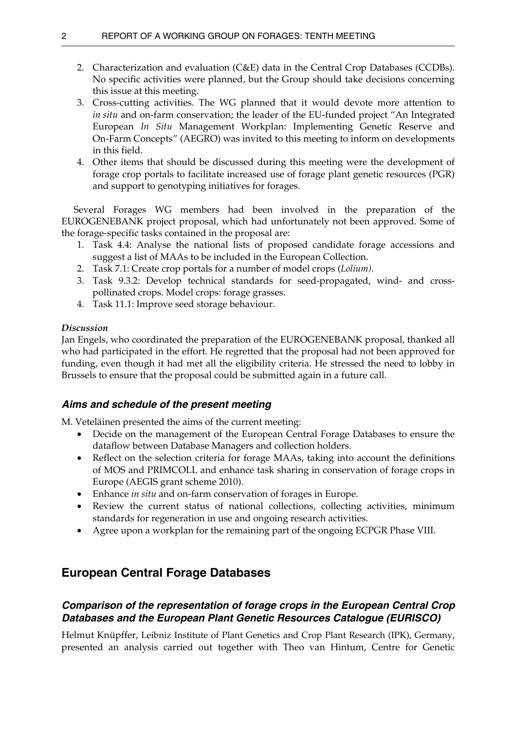2. Characterization and evaluation (C&E) data in the Central Crop Databases (CCDBs). No specific activities were planned, but the Group should take decisions concerning this issue at this meeting.
3. Cross-cutting activities. The WG planned that it would devote more attention to *in situ* and on-farm conservation; the leader of the EU-funded project "An Integrated European *In Situ* Management Workplan: Implementing Genetic Reserve and On-Farm Concepts" (AEGRO) was invited to this meeting to inform on developments in this field.
4. Other items that should be discussed during this meeting were the development of forage crop portals to facilitate increased use of forage plant genetic resources (PGR) and support to genotyping initiatives for forages.

Several Forages WG members had been involved in the preparation of the EUROGENEBANK project proposal, which had unfortunately not been approved. Some of the forage-specific tasks contained in the proposal are:

1. Task 4.4: Analyse the national lists of proposed candidate forage accessions and suggest a list of MAAs to be included in the European Collection.
2. Task 7.1: Create crop portals for a number of model crops (*Lolium).*
3. Task 9.3.2: Develop technical standards for seed-propagated, wind- and cross-pollinated crops. Model crops: forage grasses.
4. Task 11.1: Improve seed storage behaviour.

*Discussion*

Jan Engels, who coordinated the preparation of the EUROGENEBANK proposal, thanked all who had participated in the effort. He regretted that the proposal had not been approved for funding, even though it had met all the eligibility criteria. He stressed the need to lobby in Brussels to ensure that the proposal could be submitted again in a future call.

### Aims and schedule of the present meeting

M. Veteläinen presented the aims of the current meeting:

- Decide on the management of the European Central Forage Databases to ensure the dataflow between Database Managers and collection holders.
- Reflect on the selection criteria for forage MAAs, taking into account the definitions of MOS and PRIMCOLL and enhance task sharing in conservation of forage crops in Europe (AEGIS grant scheme 2010).
- Enhance *in situ* and on-farm conservation of forages in Europe.
- Review the current status of national collections, collecting activities, minimum standards for regeneration in use and ongoing research activities.
- Agree upon a workplan for the remaining part of the ongoing ECPGR Phase VIII.

## European Central Forage Databases

### Comparison of the representation of forage crops in the European Central Crop Databases and the European Plant Genetic Resources Catalogue (EURISCO)

Helmut Knüpffer, Leibniz Institute of Plant Genetics and Crop Plant Research (IPK), Germany, presented an analysis carried out together with Theo van Hintum, Centre for Genetic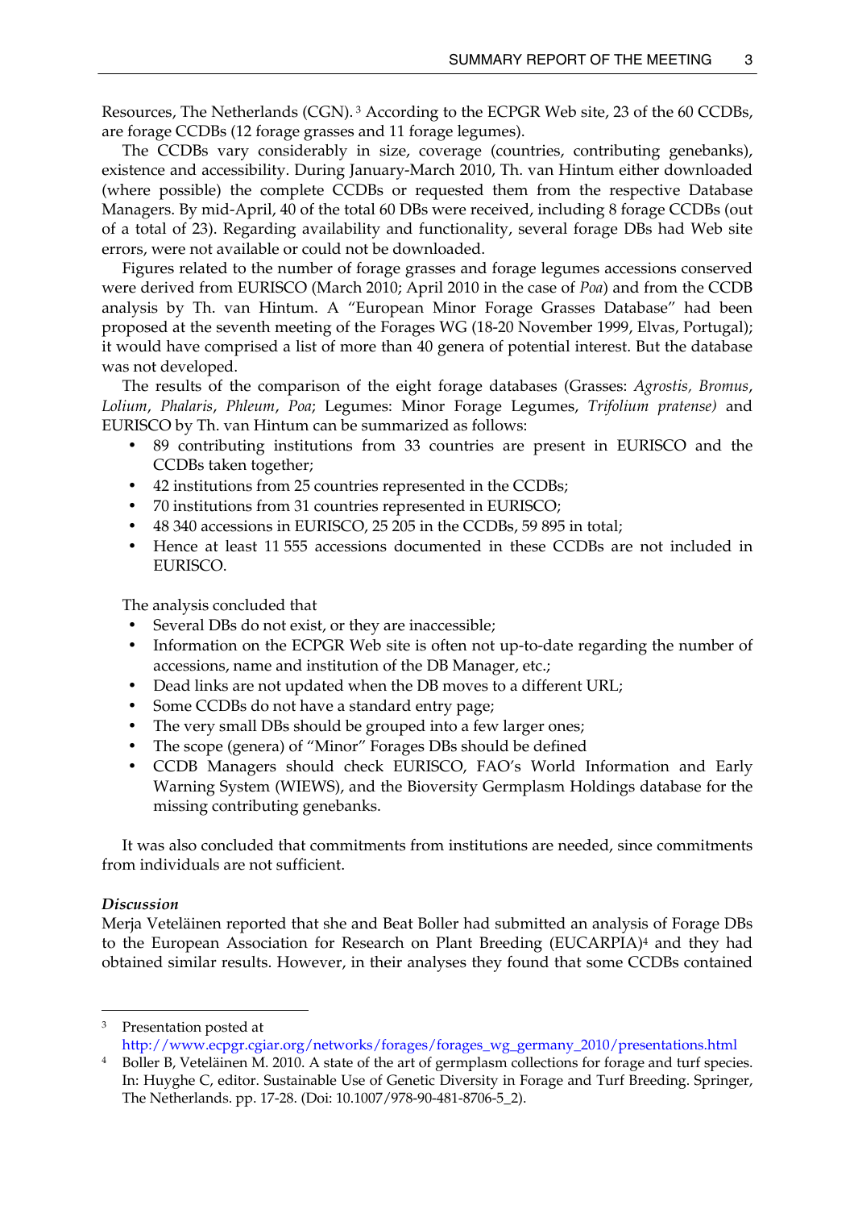Resources, The Netherlands (CGN). [3] According to the ECPGR Web site, 23 of the 60 CCDBs, are forage CCDBs (12 forage grasses and 11 forage legumes).

The CCDBs vary considerably in size, coverage (countries, contributing genebanks), existence and accessibility. During January-March 2010, Th. van Hintum either downloaded (where possible) the complete CCDBs or requested them from the respective Database Managers. By mid-April, 40 of the total 60 DBs were received, including 8 forage CCDBs (out of a total of 23). Regarding availability and functionality, several forage DBs had Web site errors, were not available or could not be downloaded.

Figures related to the number of forage grasses and forage legumes accessions conserved were derived from EURISCO (March 2010; April 2010 in the case of *Poa*) and from the CCDB analysis by Th. van Hintum. A "European Minor Forage Grasses Database" had been proposed at the seventh meeting of the Forages WG (18-20 November 1999, Elvas, Portugal); it would have comprised a list of more than 40 genera of potential interest. But the database was not developed.

The results of the comparison of the eight forage databases (Grasses: *Agrostis, Bromus*, *Lolium*, *Phalaris*, *Phleum*, *Poa*; Legumes: Minor Forage Legumes, *Trifolium pratense)* and EURISCO by Th. van Hintum can be summarized as follows:

- 89 contributing institutions from 33 countries are present in EURISCO and the CCDBs taken together;
- 42 institutions from 25 countries represented in the CCDBs;
- 70 institutions from 31 countries represented in EURISCO;
- 48 340 accessions in EURISCO, 25 205 in the CCDBs, 59 895 in total;
- Hence at least 11 555 accessions documented in these CCDBs are not included in EURISCO.

The analysis concluded that

- Several DBs do not exist, or they are inaccessible;
- Information on the ECPGR Web site is often not up-to-date regarding the number of accessions, name and institution of the DB Manager, etc.;
- Dead links are not updated when the DB moves to a different URL;
- Some CCDBs do not have a standard entry page;
- The very small DBs should be grouped into a few larger ones;
- The scope (genera) of "Minor" Forages DBs should be defined
- CCDB Managers should check EURISCO, FAO's World Information and Early Warning System (WIEWS), and the Bioversity Germplasm Holdings database for the missing contributing genebanks.

It was also concluded that commitments from institutions are needed, since commitments from individuals are not sufficient.

***Discussion***

Merja Veteläinen reported that she and Beat Boller had submitted an analysis of Forage DBs to the European Association for Research on Plant Breeding (EUCARPIA)[4] and they had obtained similar results. However, in their analyses they found that some CCDBs contained

---

[3] Presentation posted at http://www.ecpgr.cgiar.org/networks/forages/forages_wg_germany_2010/presentations.html

[4] Boller B, Veteläinen M. 2010. A state of the art of germplasm collections for forage and turf species. In: Huyghe C, editor. Sustainable Use of Genetic Diversity in Forage and Turf Breeding. Springer, The Netherlands. pp. 17-28. (Doi: 10.1007/978-90-481-8706-5_2).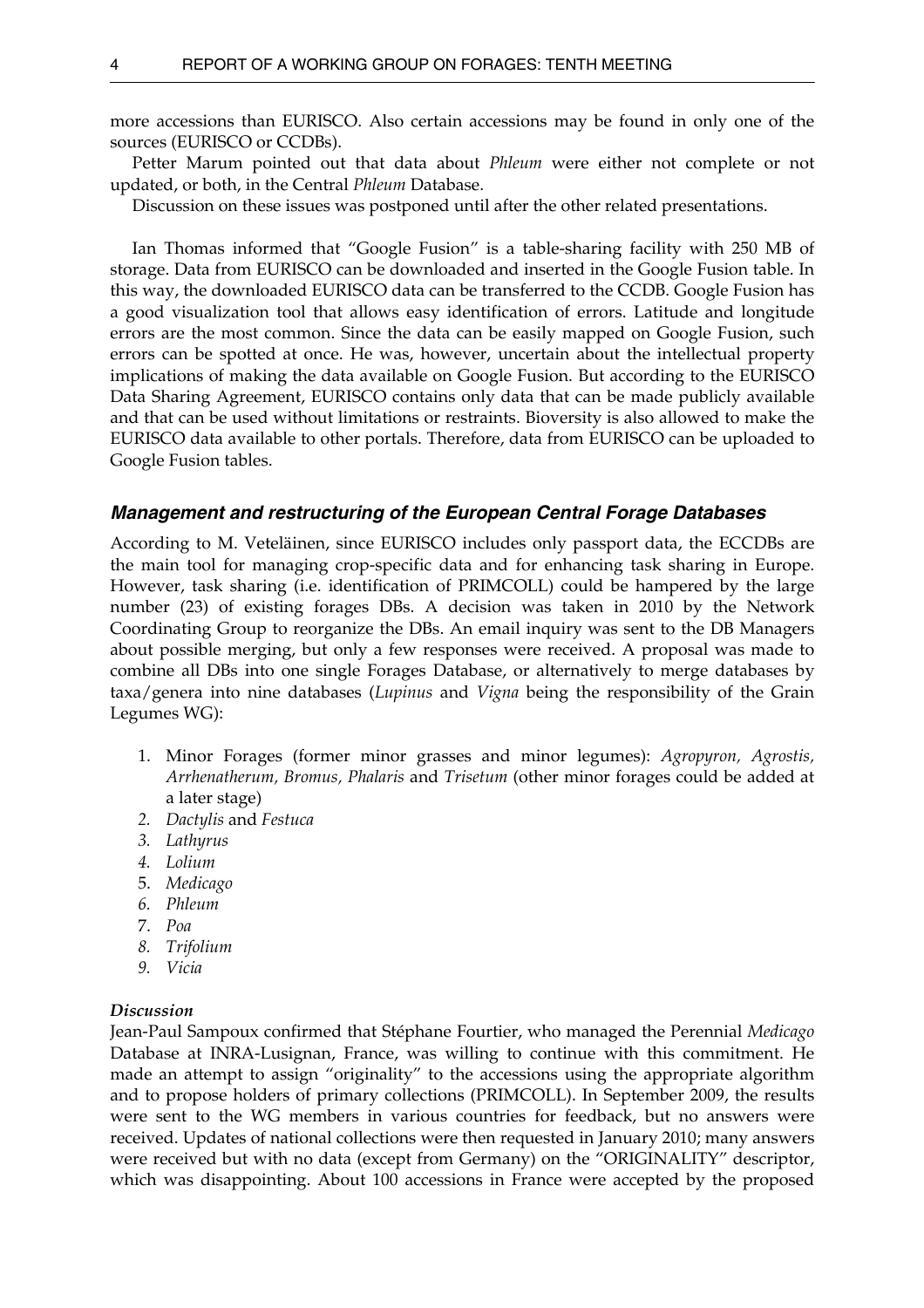more accessions than EURISCO. Also certain accessions may be found in only one of the sources (EURISCO or CCDBs).

Petter Marum pointed out that data about *Phleum* were either not complete or not updated, or both, in the Central *Phleum* Database.

Discussion on these issues was postponed until after the other related presentations.

Ian Thomas informed that "Google Fusion" is a table-sharing facility with 250 MB of storage. Data from EURISCO can be downloaded and inserted in the Google Fusion table. In this way, the downloaded EURISCO data can be transferred to the CCDB. Google Fusion has a good visualization tool that allows easy identification of errors. Latitude and longitude errors are the most common. Since the data can be easily mapped on Google Fusion, such errors can be spotted at once. He was, however, uncertain about the intellectual property implications of making the data available on Google Fusion. But according to the EURISCO Data Sharing Agreement, EURISCO contains only data that can be made publicly available and that can be used without limitations or restraints. Bioversity is also allowed to make the EURISCO data available to other portals. Therefore, data from EURISCO can be uploaded to Google Fusion tables.

### *Management and restructuring of the European Central Forage Databases*

According to M. Veteläinen, since EURISCO includes only passport data, the ECCDBs are the main tool for managing crop-specific data and for enhancing task sharing in Europe. However, task sharing (i.e. identification of PRIMCOLL) could be hampered by the large number (23) of existing forages DBs. A decision was taken in 2010 by the Network Coordinating Group to reorganize the DBs. An email inquiry was sent to the DB Managers about possible merging, but only a few responses were received. A proposal was made to combine all DBs into one single Forages Database, or alternatively to merge databases by taxa/genera into nine databases (*Lupinus* and *Vigna* being the responsibility of the Grain Legumes WG):

1. Minor Forages (former minor grasses and minor legumes): *Agropyron, Agrostis, Arrhenatherum, Bromus, Phalaris* and *Trisetum* (other minor forages could be added at a later stage)
2. *Dactylis* and *Festuca*
3. *Lathyrus*
4. *Lolium*
5. *Medicago*
6. *Phleum*
7. *Poa*
8. *Trifolium*
9. *Vicia*

#### *Discussion*

Jean-Paul Sampoux confirmed that Stéphane Fourtier, who managed the Perennial *Medicago* Database at INRA-Lusignan, France, was willing to continue with this commitment. He made an attempt to assign "originality" to the accessions using the appropriate algorithm and to propose holders of primary collections (PRIMCOLL). In September 2009, the results were sent to the WG members in various countries for feedback, but no answers were received. Updates of national collections were then requested in January 2010; many answers were received but with no data (except from Germany) on the "ORIGINALITY" descriptor, which was disappointing. About 100 accessions in France were accepted by the proposed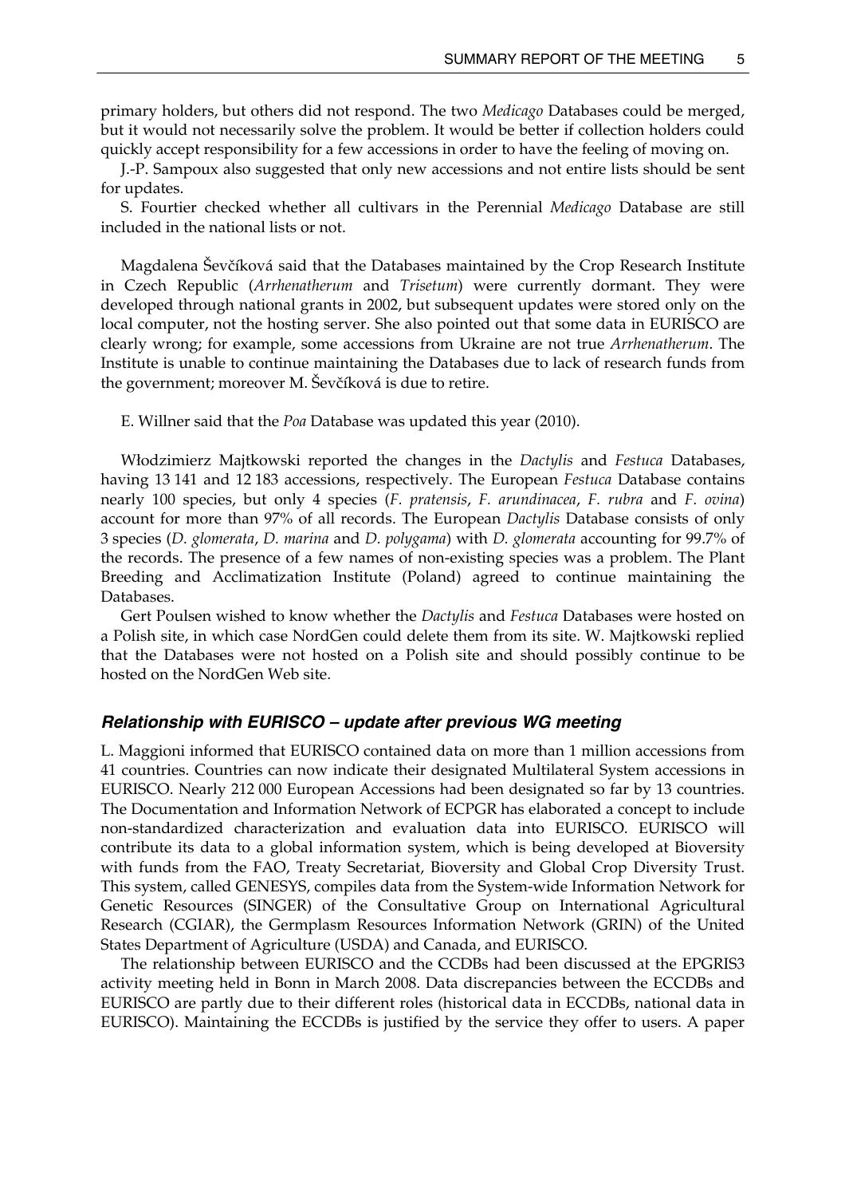primary holders, but others did not respond. The two *Medicago* Databases could be merged, but it would not necessarily solve the problem. It would be better if collection holders could quickly accept responsibility for a few accessions in order to have the feeling of moving on.

J.-P. Sampoux also suggested that only new accessions and not entire lists should be sent for updates.

S. Fourtier checked whether all cultivars in the Perennial *Medicago* Database are still included in the national lists or not.

Magdalena Ševčíková said that the Databases maintained by the Crop Research Institute in Czech Republic (*Arrhenatherum* and *Trisetum*) were currently dormant. They were developed through national grants in 2002, but subsequent updates were stored only on the local computer, not the hosting server. She also pointed out that some data in EURISCO are clearly wrong; for example, some accessions from Ukraine are not true *Arrhenatherum*. The Institute is unable to continue maintaining the Databases due to lack of research funds from the government; moreover M. Ševčíková is due to retire.

E. Willner said that the *Poa* Database was updated this year (2010).

Włodzimierz Majtkowski reported the changes in the *Dactylis* and *Festuca* Databases, having 13 141 and 12 183 accessions, respectively. The European *Festuca* Database contains nearly 100 species, but only 4 species (*F. pratensis*, *F. arundinacea*, *F. rubra* and *F. ovina*) account for more than 97% of all records. The European *Dactylis* Database consists of only 3 species (*D. glomerata*, *D. marina* and *D. polygama*) with *D. glomerata* accounting for 99.7% of the records. The presence of a few names of non-existing species was a problem. The Plant Breeding and Acclimatization Institute (Poland) agreed to continue maintaining the Databases.

Gert Poulsen wished to know whether the *Dactylis* and *Festuca* Databases were hosted on a Polish site, in which case NordGen could delete them from its site. W. Majtkowski replied that the Databases were not hosted on a Polish site and should possibly continue to be hosted on the NordGen Web site.

### Relationship with EURISCO – update after previous WG meeting

L. Maggioni informed that EURISCO contained data on more than 1 million accessions from 41 countries. Countries can now indicate their designated Multilateral System accessions in EURISCO. Nearly 212 000 European Accessions had been designated so far by 13 countries. The Documentation and Information Network of ECPGR has elaborated a concept to include non-standardized characterization and evaluation data into EURISCO. EURISCO will contribute its data to a global information system, which is being developed at Bioversity with funds from the FAO, Treaty Secretariat, Bioversity and Global Crop Diversity Trust. This system, called GENESYS, compiles data from the System-wide Information Network for Genetic Resources (SINGER) of the Consultative Group on International Agricultural Research (CGIAR), the Germplasm Resources Information Network (GRIN) of the United States Department of Agriculture (USDA) and Canada, and EURISCO.

The relationship between EURISCO and the CCDBs had been discussed at the EPGRIS3 activity meeting held in Bonn in March 2008. Data discrepancies between the ECCDBs and EURISCO are partly due to their different roles (historical data in ECCDBs, national data in EURISCO). Maintaining the ECCDBs is justified by the service they offer to users. A paper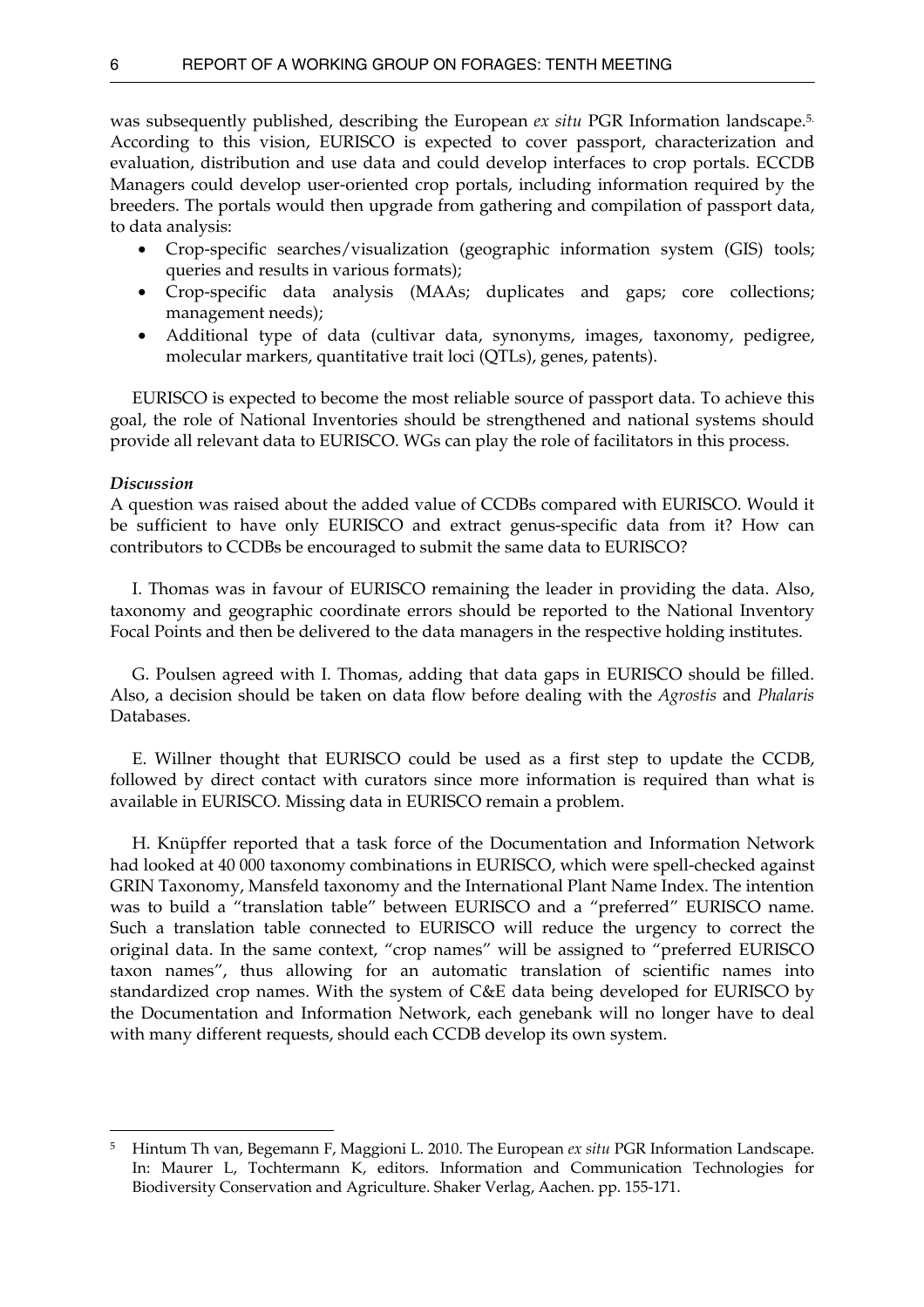was subsequently published, describing the European *ex situ* PGR Information landscape.[5] According to this vision, EURISCO is expected to cover passport, characterization and evaluation, distribution and use data and could develop interfaces to crop portals. ECCDB Managers could develop user-oriented crop portals, including information required by the breeders. The portals would then upgrade from gathering and compilation of passport data, to data analysis:

- Crop-specific searches/visualization (geographic information system (GIS) tools; queries and results in various formats);
- Crop-specific data analysis (MAAs; duplicates and gaps; core collections; management needs);
- Additional type of data (cultivar data, synonyms, images, taxonomy, pedigree, molecular markers, quantitative trait loci (QTLs), genes, patents).

EURISCO is expected to become the most reliable source of passport data. To achieve this goal, the role of National Inventories should be strengthened and national systems should provide all relevant data to EURISCO. WGs can play the role of facilitators in this process.

***Discussion***

A question was raised about the added value of CCDBs compared with EURISCO. Would it be sufficient to have only EURISCO and extract genus-specific data from it? How can contributors to CCDBs be encouraged to submit the same data to EURISCO?

I. Thomas was in favour of EURISCO remaining the leader in providing the data. Also, taxonomy and geographic coordinate errors should be reported to the National Inventory Focal Points and then be delivered to the data managers in the respective holding institutes.

G. Poulsen agreed with I. Thomas, adding that data gaps in EURISCO should be filled. Also, a decision should be taken on data flow before dealing with the *Agrostis* and *Phalaris* Databases.

E. Willner thought that EURISCO could be used as a first step to update the CCDB, followed by direct contact with curators since more information is required than what is available in EURISCO. Missing data in EURISCO remain a problem.

H. Knüpffer reported that a task force of the Documentation and Information Network had looked at 40 000 taxonomy combinations in EURISCO, which were spell-checked against GRIN Taxonomy, Mansfeld taxonomy and the International Plant Name Index. The intention was to build a "translation table" between EURISCO and a "preferred" EURISCO name. Such a translation table connected to EURISCO will reduce the urgency to correct the original data. In the same context, "crop names" will be assigned to "preferred EURISCO taxon names", thus allowing for an automatic translation of scientific names into standardized crop names. With the system of C&E data being developed for EURISCO by the Documentation and Information Network, each genebank will no longer have to deal with many different requests, should each CCDB develop its own system.

---

[5] Hintum Th van, Begemann F, Maggioni L. 2010. The European *ex situ* PGR Information Landscape. In: Maurer L, Tochtermann K, editors. Information and Communication Technologies for Biodiversity Conservation and Agriculture. Shaker Verlag, Aachen. pp. 155-171.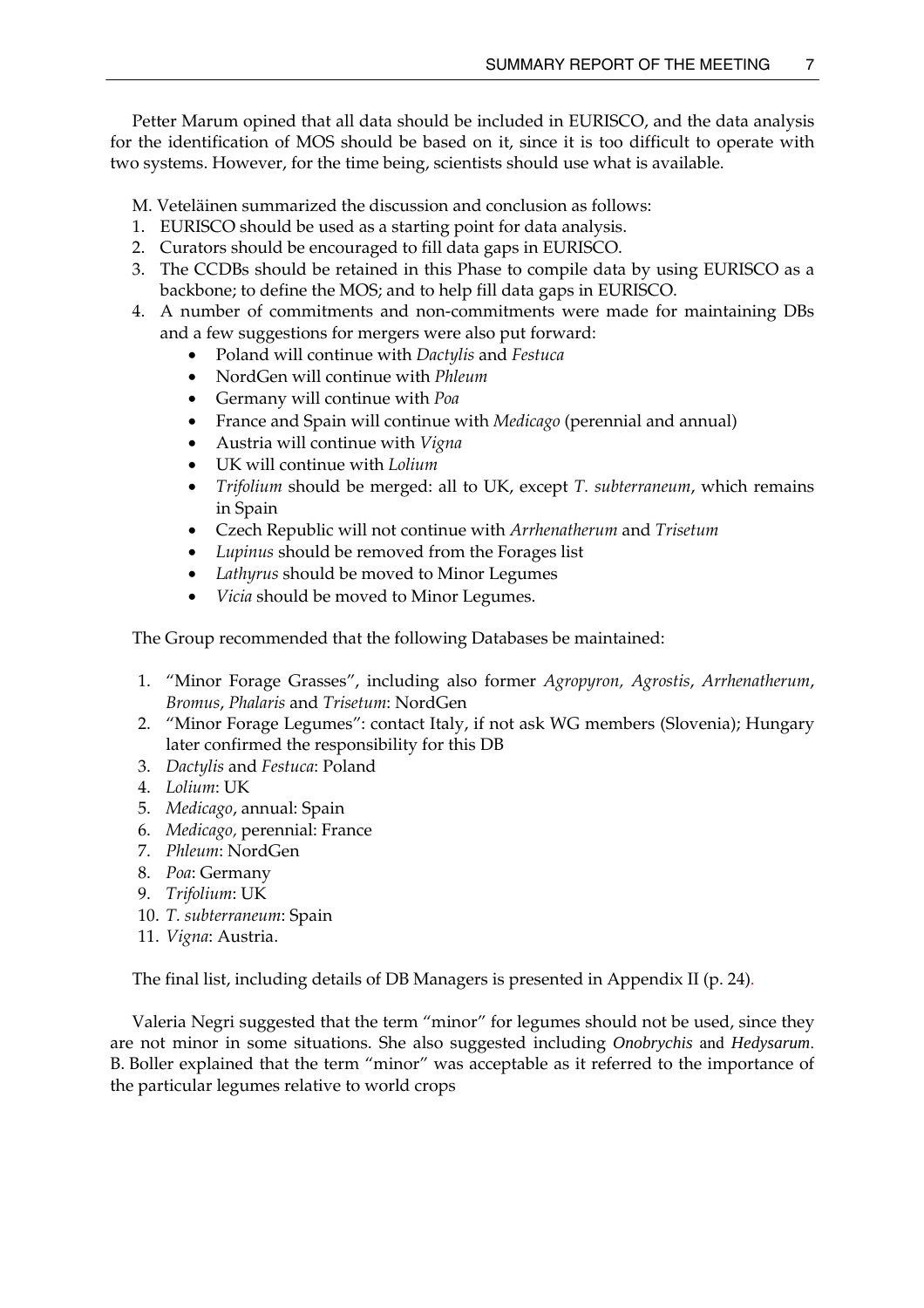Petter Marum opined that all data should be included in EURISCO, and the data analysis for the identification of MOS should be based on it, since it is too difficult to operate with two systems. However, for the time being, scientists should use what is available.

M. Veteläinen summarized the discussion and conclusion as follows:

1. EURISCO should be used as a starting point for data analysis.
2. Curators should be encouraged to fill data gaps in EURISCO.
3. The CCDBs should be retained in this Phase to compile data by using EURISCO as a backbone; to define the MOS; and to help fill data gaps in EURISCO.
4. A number of commitments and non-commitments were made for maintaining DBs and a few suggestions for mergers were also put forward:
    - Poland will continue with *Dactylis* and *Festuca*
    - NordGen will continue with *Phleum*
    - Germany will continue with *Poa*
    - France and Spain will continue with *Medicago* (perennial and annual)
    - Austria will continue with *Vigna*
    - UK will continue with *Lolium*
    - *Trifolium* should be merged: all to UK, except *T. subterraneum*, which remains in Spain
    - Czech Republic will not continue with *Arrhenatherum* and *Trisetum*
    - *Lupinus* should be removed from the Forages list
    - *Lathyrus* should be moved to Minor Legumes
    - *Vicia* should be moved to Minor Legumes.

The Group recommended that the following Databases be maintained:

1. "Minor Forage Grasses", including also former *Agropyron, Agrostis*, *Arrhenatherum*, *Bromus*, *Phalaris* and *Trisetum*: NordGen
2. "Minor Forage Legumes": contact Italy, if not ask WG members (Slovenia); Hungary later confirmed the responsibility for this DB
3. *Dactylis* and *Festuca*: Poland
4. *Lolium*: UK
5. *Medicago*, annual: Spain
6. *Medicago*, perennial: France
7. *Phleum*: NordGen
8. *Poa*: Germany
9. *Trifolium*: UK
10. *T. subterraneum*: Spain
11. *Vigna*: Austria.

The final list, including details of DB Managers is presented in Appendix II (p. 24).

Valeria Negri suggested that the term "minor" for legumes should not be used, since they are not minor in some situations. She also suggested including *Onobrychis* and *Hedysarum*. B. Boller explained that the term "minor" was acceptable as it referred to the importance of the particular legumes relative to world crops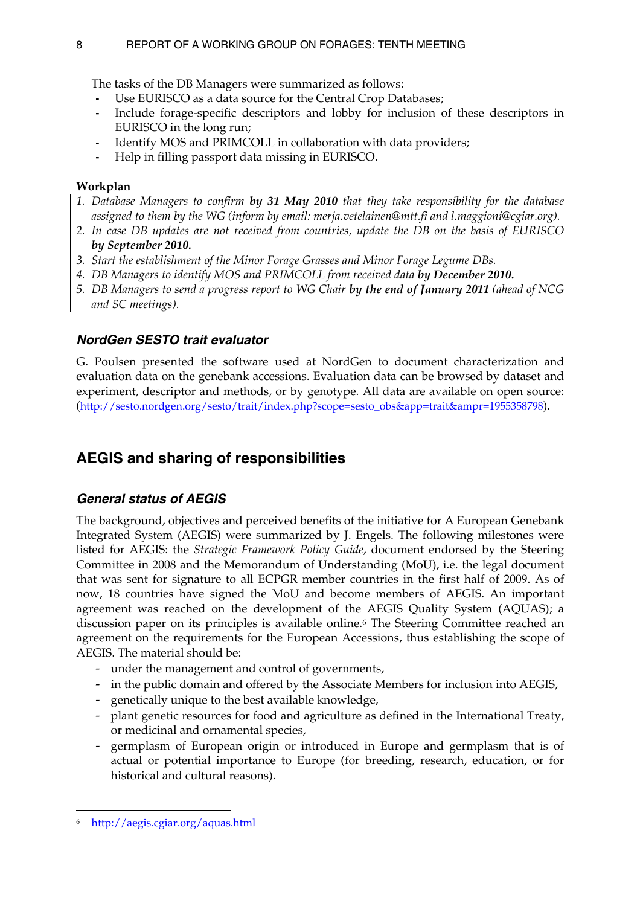The tasks of the DB Managers were summarized as follows:

- Use EURISCO as a data source for the Central Crop Databases;
- Include forage-specific descriptors and lobby for inclusion of these descriptors in EURISCO in the long run;
- Identify MOS and PRIMCOLL in collaboration with data providers;
- Help in filling passport data missing in EURISCO.

**Workplan**

1. *Database Managers to confirm **by 31 May 2010** that they take responsibility for the database assigned to them by the WG (inform by email: merja.vetelainen@mtt.fi and l.maggioni@cgiar.org).*
2. *In case DB updates are not received from countries, update the DB on the basis of EURISCO **by September 2010.***
3. *Start the establishment of the Minor Forage Grasses and Minor Forage Legume DBs.*
4. *DB Managers to identify MOS and PRIMCOLL from received data **by December 2010.***
5. *DB Managers to send a progress report to WG Chair **by the end of January 2011** (ahead of NCG and SC meetings).*

### NordGen SESTO trait evaluator

G. Poulsen presented the software used at NordGen to document characterization and evaluation data on the genebank accessions. Evaluation data can be browsed by dataset and experiment, descriptor and methods, or by genotype. All data are available on open source: (http://sesto.nordgen.org/sesto/trait/index.php?scope=sesto_obs&app=trait&ampr=1955358798).

## AEGIS and sharing of responsibilities

### General status of AEGIS

The background, objectives and perceived benefits of the initiative for A European Genebank Integrated System (AEGIS) were summarized by J. Engels. The following milestones were listed for AEGIS: the *Strategic Framework Policy Guide*, document endorsed by the Steering Committee in 2008 and the Memorandum of Understanding (MoU), i.e. the legal document that was sent for signature to all ECPGR member countries in the first half of 2009. As of now, 18 countries have signed the MoU and become members of AEGIS. An important agreement was reached on the development of the AEGIS Quality System (AQUAS); a discussion paper on its principles is available online.[6] The Steering Committee reached an agreement on the requirements for the European Accessions, thus establishing the scope of AEGIS. The material should be:

- under the management and control of governments,
- in the public domain and offered by the Associate Members for inclusion into AEGIS,
- genetically unique to the best available knowledge,
- plant genetic resources for food and agriculture as defined in the International Treaty, or medicinal and ornamental species,
- germplasm of European origin or introduced in Europe and germplasm that is of actual or potential importance to Europe (for breeding, research, education, or for historical and cultural reasons).

[6] http://aegis.cgiar.org/aquas.html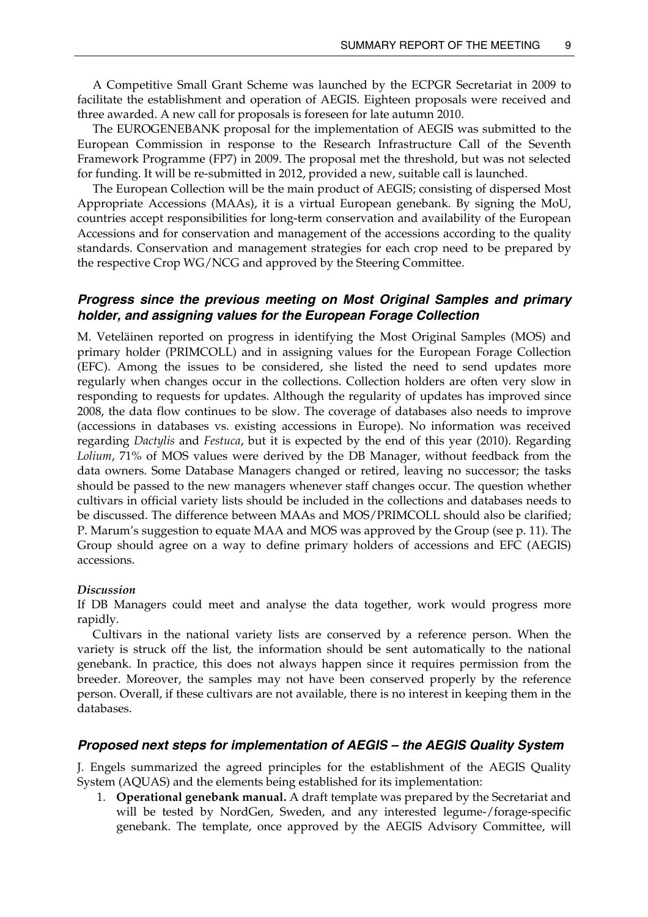A Competitive Small Grant Scheme was launched by the ECPGR Secretariat in 2009 to facilitate the establishment and operation of AEGIS. Eighteen proposals were received and three awarded. A new call for proposals is foreseen for late autumn 2010.

The EUROGENEBANK proposal for the implementation of AEGIS was submitted to the European Commission in response to the Research Infrastructure Call of the Seventh Framework Programme (FP7) in 2009. The proposal met the threshold, but was not selected for funding. It will be re-submitted in 2012, provided a new, suitable call is launched.

The European Collection will be the main product of AEGIS; consisting of dispersed Most Appropriate Accessions (MAAs), it is a virtual European genebank. By signing the MoU, countries accept responsibilities for long-term conservation and availability of the European Accessions and for conservation and management of the accessions according to the quality standards. Conservation and management strategies for each crop need to be prepared by the respective Crop WG/NCG and approved by the Steering Committee.

### *Progress since the previous meeting on Most Original Samples and primary holder, and assigning values for the European Forage Collection*

M. Veteläinen reported on progress in identifying the Most Original Samples (MOS) and primary holder (PRIMCOLL) and in assigning values for the European Forage Collection (EFC). Among the issues to be considered, she listed the need to send updates more regularly when changes occur in the collections. Collection holders are often very slow in responding to requests for updates. Although the regularity of updates has improved since 2008, the data flow continues to be slow. The coverage of databases also needs to improve (accessions in databases vs. existing accessions in Europe). No information was received regarding *Dactylis* and *Festuca*, but it is expected by the end of this year (2010). Regarding *Lolium*, 71% of MOS values were derived by the DB Manager, without feedback from the data owners. Some Database Managers changed or retired, leaving no successor; the tasks should be passed to the new managers whenever staff changes occur. The question whether cultivars in official variety lists should be included in the collections and databases needs to be discussed. The difference between MAAs and MOS/PRIMCOLL should also be clarified; P. Marum's suggestion to equate MAA and MOS was approved by the Group (see p. 11). The Group should agree on a way to define primary holders of accessions and EFC (AEGIS) accessions.

#### *Discussion*

If DB Managers could meet and analyse the data together, work would progress more rapidly.

Cultivars in the national variety lists are conserved by a reference person. When the variety is struck off the list, the information should be sent automatically to the national genebank. In practice, this does not always happen since it requires permission from the breeder. Moreover, the samples may not have been conserved properly by the reference person. Overall, if these cultivars are not available, there is no interest in keeping them in the databases.

### *Proposed next steps for implementation of AEGIS – the AEGIS Quality System*

J. Engels summarized the agreed principles for the establishment of the AEGIS Quality System (AQUAS) and the elements being established for its implementation:

1. **Operational genebank manual.** A draft template was prepared by the Secretariat and will be tested by NordGen, Sweden, and any interested legume-/forage-specific genebank. The template, once approved by the AEGIS Advisory Committee, will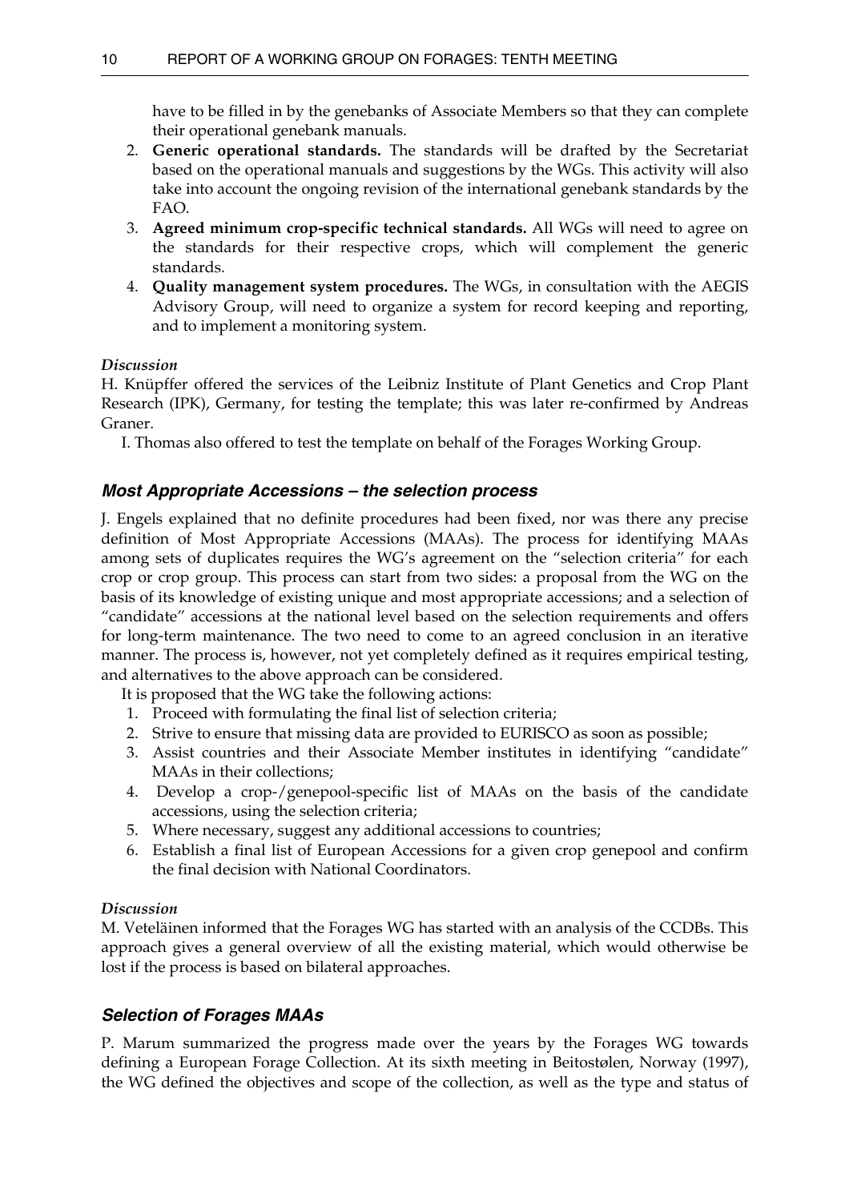have to be filled in by the genebanks of Associate Members so that they can complete their operational genebank manuals.

2. **Generic operational standards.** The standards will be drafted by the Secretariat based on the operational manuals and suggestions by the WGs. This activity will also take into account the ongoing revision of the international genebank standards by the FAO.
3. **Agreed minimum crop-specific technical standards.** All WGs will need to agree on the standards for their respective crops, which will complement the generic standards.
4. **Quality management system procedures.** The WGs, in consultation with the AEGIS Advisory Group, will need to organize a system for record keeping and reporting, and to implement a monitoring system.

*Discussion*

H. Knüpffer offered the services of the Leibniz Institute of Plant Genetics and Crop Plant Research (IPK), Germany, for testing the template; this was later re-confirmed by Andreas Graner.

I. Thomas also offered to test the template on behalf of the Forages Working Group.

### Most Appropriate Accessions – the selection process

J. Engels explained that no definite procedures had been fixed, nor was there any precise definition of Most Appropriate Accessions (MAAs). The process for identifying MAAs among sets of duplicates requires the WG's agreement on the "selection criteria" for each crop or crop group. This process can start from two sides: a proposal from the WG on the basis of its knowledge of existing unique and most appropriate accessions; and a selection of "candidate" accessions at the national level based on the selection requirements and offers for long-term maintenance. The two need to come to an agreed conclusion in an iterative manner. The process is, however, not yet completely defined as it requires empirical testing, and alternatives to the above approach can be considered.

It is proposed that the WG take the following actions:

1. Proceed with formulating the final list of selection criteria;
2. Strive to ensure that missing data are provided to EURISCO as soon as possible;
3. Assist countries and their Associate Member institutes in identifying "candidate" MAAs in their collections;
4. Develop a crop-/genepool-specific list of MAAs on the basis of the candidate accessions, using the selection criteria;
5. Where necessary, suggest any additional accessions to countries;
6. Establish a final list of European Accessions for a given crop genepool and confirm the final decision with National Coordinators.

*Discussion*

M. Veteläinen informed that the Forages WG has started with an analysis of the CCDBs. This approach gives a general overview of all the existing material, which would otherwise be lost if the process is based on bilateral approaches.

### Selection of Forages MAAs

P. Marum summarized the progress made over the years by the Forages WG towards defining a European Forage Collection. At its sixth meeting in Beitostølen, Norway (1997), the WG defined the objectives and scope of the collection, as well as the type and status of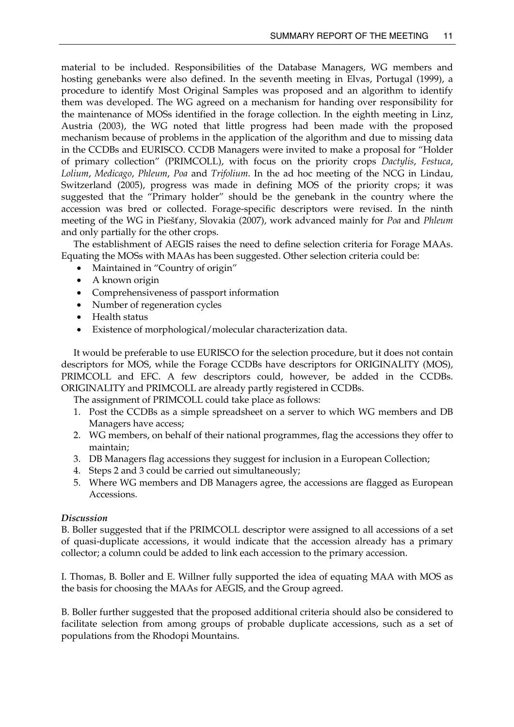material to be included. Responsibilities of the Database Managers, WG members and hosting genebanks were also defined. In the seventh meeting in Elvas, Portugal (1999), a procedure to identify Most Original Samples was proposed and an algorithm to identify them was developed. The WG agreed on a mechanism for handing over responsibility for the maintenance of MOSs identified in the forage collection. In the eighth meeting in Linz, Austria (2003), the WG noted that little progress had been made with the proposed mechanism because of problems in the application of the algorithm and due to missing data in the CCDBs and EURISCO. CCDB Managers were invited to make a proposal for "Holder of primary collection" (PRIMCOLL), with focus on the priority crops *Dactylis*, *Festuca*, *Lolium*, *Medicago*, *Phleum*, *Poa* and *Trifolium*. In the ad hoc meeting of the NCG in Lindau, Switzerland (2005), progress was made in defining MOS of the priority crops; it was suggested that the "Primary holder" should be the genebank in the country where the accession was bred or collected. Forage-specific descriptors were revised. In the ninth meeting of the WG in Piešťany, Slovakia (2007), work advanced mainly for *Poa* and *Phleum* and only partially for the other crops.

The establishment of AEGIS raises the need to define selection criteria for Forage MAAs. Equating the MOSs with MAAs has been suggested. Other selection criteria could be:

- Maintained in "Country of origin"
- A known origin
- Comprehensiveness of passport information
- Number of regeneration cycles
- Health status
- Existence of morphological/molecular characterization data.

It would be preferable to use EURISCO for the selection procedure, but it does not contain descriptors for MOS, while the Forage CCDBs have descriptors for ORIGINALITY (MOS), PRIMCOLL and EFC. A few descriptors could, however, be added in the CCDBs. ORIGINALITY and PRIMCOLL are already partly registered in CCDBs.

The assignment of PRIMCOLL could take place as follows:

1. Post the CCDBs as a simple spreadsheet on a server to which WG members and DB Managers have access;
2. WG members, on behalf of their national programmes, flag the accessions they offer to maintain;
3. DB Managers flag accessions they suggest for inclusion in a European Collection;
4. Steps 2 and 3 could be carried out simultaneously;
5. Where WG members and DB Managers agree, the accessions are flagged as European Accessions.

***Discussion***

B. Boller suggested that if the PRIMCOLL descriptor were assigned to all accessions of a set of quasi-duplicate accessions, it would indicate that the accession already has a primary collector; a column could be added to link each accession to the primary accession.

I. Thomas, B. Boller and E. Willner fully supported the idea of equating MAA with MOS as the basis for choosing the MAAs for AEGIS, and the Group agreed.

B. Boller further suggested that the proposed additional criteria should also be considered to facilitate selection from among groups of probable duplicate accessions, such as a set of populations from the Rhodopi Mountains.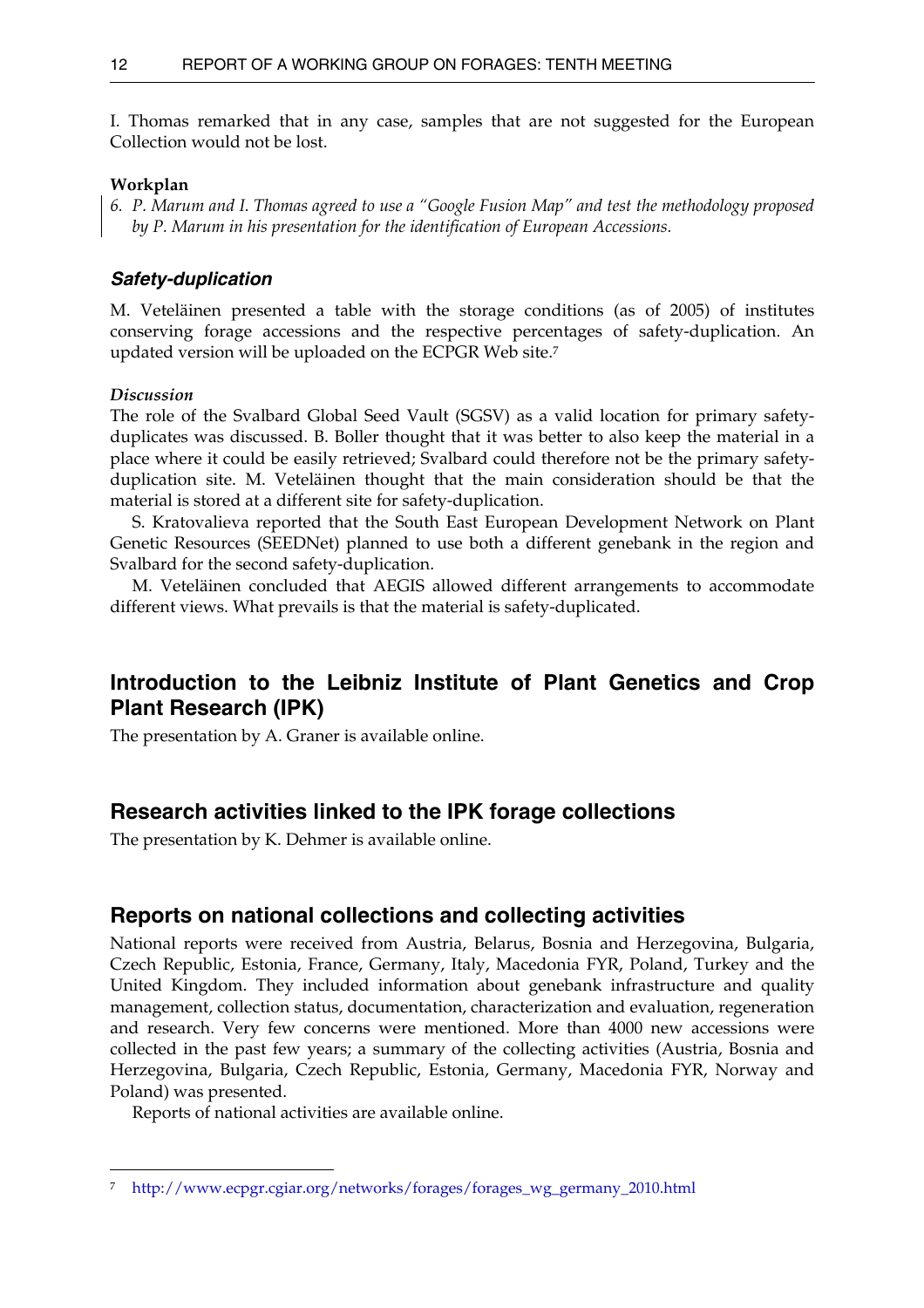I. Thomas remarked that in any case, samples that are not suggested for the European Collection would not be lost.

**Workplan**

*6. P. Marum and I. Thomas agreed to use a "Google Fusion Map" and test the methodology proposed by P. Marum in his presentation for the identification of European Accessions.*

### *Safety-duplication*

M. Veteläinen presented a table with the storage conditions (as of 2005) of institutes conserving forage accessions and the respective percentages of safety-duplication. An updated version will be uploaded on the ECPGR Web site.[7]

*Discussion*

The role of the Svalbard Global Seed Vault (SGSV) as a valid location for primary safety-duplicates was discussed. B. Boller thought that it was better to also keep the material in a place where it could be easily retrieved; Svalbard could therefore not be the primary safety-duplication site. M. Veteläinen thought that the main consideration should be that the material is stored at a different site for safety-duplication.

S. Kratovalieva reported that the South East European Development Network on Plant Genetic Resources (SEEDNet) planned to use both a different genebank in the region and Svalbard for the second safety-duplication.

M. Veteläinen concluded that AEGIS allowed different arrangements to accommodate different views. What prevails is that the material is safety-duplicated.

## Introduction to the Leibniz Institute of Plant Genetics and Crop Plant Research (IPK)

The presentation by A. Graner is available online.

## Research activities linked to the IPK forage collections

The presentation by K. Dehmer is available online.

## Reports on national collections and collecting activities

National reports were received from Austria, Belarus, Bosnia and Herzegovina, Bulgaria, Czech Republic, Estonia, France, Germany, Italy, Macedonia FYR, Poland, Turkey and the United Kingdom. They included information about genebank infrastructure and quality management, collection status, documentation, characterization and evaluation, regeneration and research. Very few concerns were mentioned. More than 4000 new accessions were collected in the past few years; a summary of the collecting activities (Austria, Bosnia and Herzegovina, Bulgaria, Czech Republic, Estonia, Germany, Macedonia FYR, Norway and Poland) was presented.

Reports of national activities are available online.

---

[7] http://www.ecpgr.cgiar.org/networks/forages/forages_wg_germany_2010.html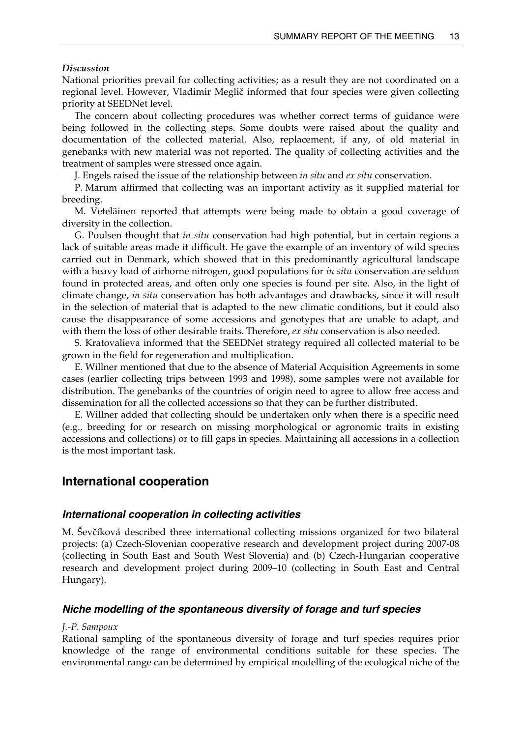*Discussion*

National priorities prevail for collecting activities; as a result they are not coordinated on a regional level. However, Vladimir Meglič informed that four species were given collecting priority at SEEDNet level.

The concern about collecting procedures was whether correct terms of guidance were being followed in the collecting steps. Some doubts were raised about the quality and documentation of the collected material. Also, replacement, if any, of old material in genebanks with new material was not reported. The quality of collecting activities and the treatment of samples were stressed once again.

J. Engels raised the issue of the relationship between *in situ* and *ex situ* conservation.

P. Marum affirmed that collecting was an important activity as it supplied material for breeding.

M. Veteläinen reported that attempts were being made to obtain a good coverage of diversity in the collection.

G. Poulsen thought that *in situ* conservation had high potential, but in certain regions a lack of suitable areas made it difficult. He gave the example of an inventory of wild species carried out in Denmark, which showed that in this predominantly agricultural landscape with a heavy load of airborne nitrogen, good populations for *in situ* conservation are seldom found in protected areas, and often only one species is found per site. Also, in the light of climate change, *in situ* conservation has both advantages and drawbacks, since it will result in the selection of material that is adapted to the new climatic conditions, but it could also cause the disappearance of some accessions and genotypes that are unable to adapt, and with them the loss of other desirable traits. Therefore, *ex situ* conservation is also needed.

S. Kratovalieva informed that the SEEDNet strategy required all collected material to be grown in the field for regeneration and multiplication.

E. Willner mentioned that due to the absence of Material Acquisition Agreements in some cases (earlier collecting trips between 1993 and 1998), some samples were not available for distribution. The genebanks of the countries of origin need to agree to allow free access and dissemination for all the collected accessions so that they can be further distributed.

E. Willner added that collecting should be undertaken only when there is a specific need (e.g., breeding for or research on missing morphological or agronomic traits in existing accessions and collections) or to fill gaps in species. Maintaining all accessions in a collection is the most important task.

## International cooperation

### *International cooperation in collecting activities*

M. Ševčíková described three international collecting missions organized for two bilateral projects: (a) Czech-Slovenian cooperative research and development project during 2007-08 (collecting in South East and South West Slovenia) and (b) Czech-Hungarian cooperative research and development project during 2009–10 (collecting in South East and Central Hungary).

### *Niche modelling of the spontaneous diversity of forage and turf species*

*J.-P. Sampoux*

Rational sampling of the spontaneous diversity of forage and turf species requires prior knowledge of the range of environmental conditions suitable for these species. The environmental range can be determined by empirical modelling of the ecological niche of the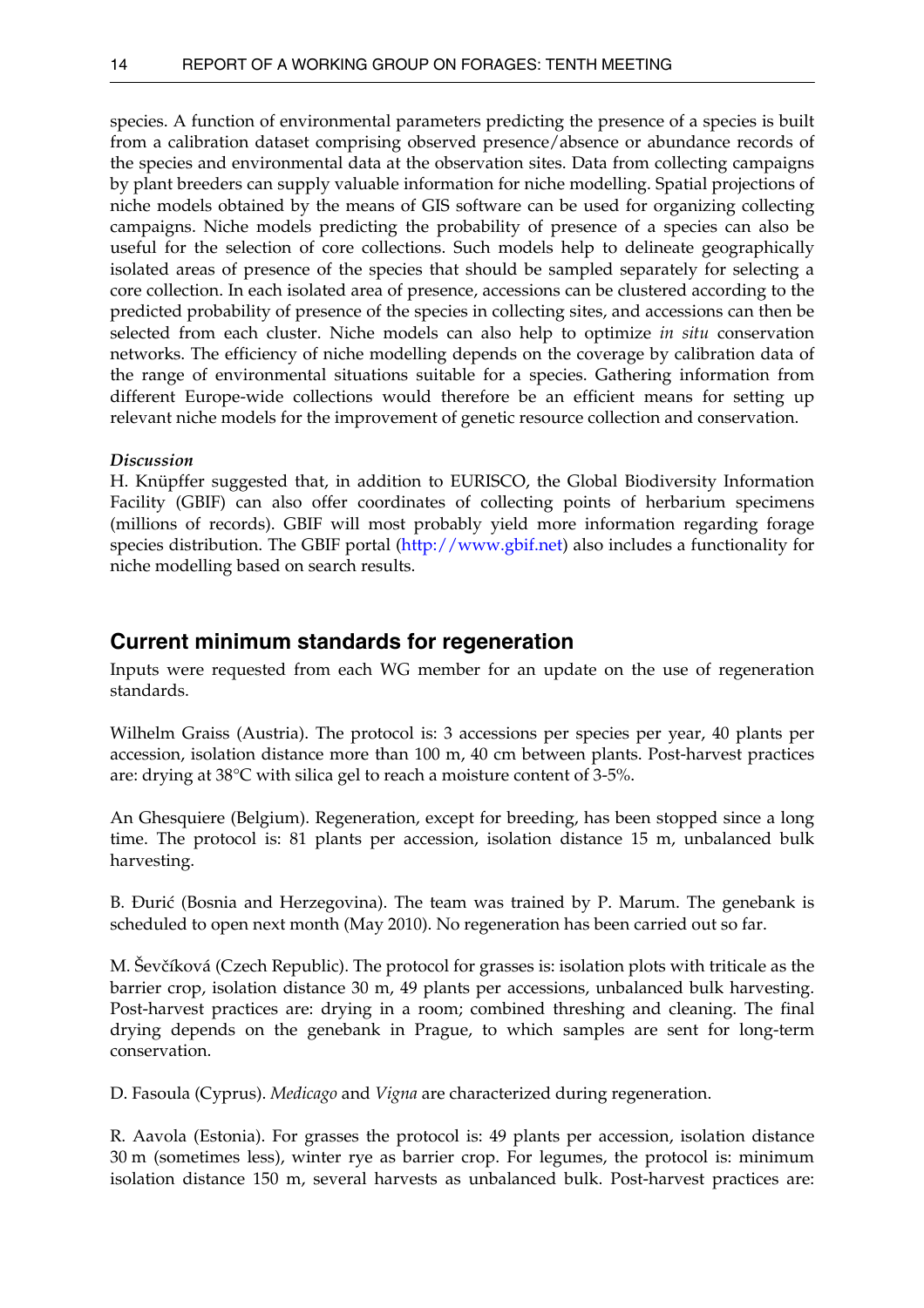species. A function of environmental parameters predicting the presence of a species is built from a calibration dataset comprising observed presence/absence or abundance records of the species and environmental data at the observation sites. Data from collecting campaigns by plant breeders can supply valuable information for niche modelling. Spatial projections of niche models obtained by the means of GIS software can be used for organizing collecting campaigns. Niche models predicting the probability of presence of a species can also be useful for the selection of core collections. Such models help to delineate geographically isolated areas of presence of the species that should be sampled separately for selecting a core collection. In each isolated area of presence, accessions can be clustered according to the predicted probability of presence of the species in collecting sites, and accessions can then be selected from each cluster. Niche models can also help to optimize *in situ* conservation networks. The efficiency of niche modelling depends on the coverage by calibration data of the range of environmental situations suitable for a species. Gathering information from different Europe-wide collections would therefore be an efficient means for setting up relevant niche models for the improvement of genetic resource collection and conservation.

***Discussion***

H. Knüpffer suggested that, in addition to EURISCO, the Global Biodiversity Information Facility (GBIF) can also offer coordinates of collecting points of herbarium specimens (millions of records). GBIF will most probably yield more information regarding forage species distribution. The GBIF portal (http://www.gbif.net) also includes a functionality for niche modelling based on search results.

## Current minimum standards for regeneration

Inputs were requested from each WG member for an update on the use of regeneration standards.

Wilhelm Graiss (Austria). The protocol is: 3 accessions per species per year, 40 plants per accession, isolation distance more than 100 m, 40 cm between plants. Post-harvest practices are: drying at 38°C with silica gel to reach a moisture content of 3-5%.

An Ghesquiere (Belgium). Regeneration, except for breeding, has been stopped since a long time. The protocol is: 81 plants per accession, isolation distance 15 m, unbalanced bulk harvesting.

B. Đurić (Bosnia and Herzegovina). The team was trained by P. Marum. The genebank is scheduled to open next month (May 2010). No regeneration has been carried out so far.

M. Ševčíková (Czech Republic). The protocol for grasses is: isolation plots with triticale as the barrier crop, isolation distance 30 m, 49 plants per accessions, unbalanced bulk harvesting. Post-harvest practices are: drying in a room; combined threshing and cleaning. The final drying depends on the genebank in Prague, to which samples are sent for long-term conservation.

D. Fasoula (Cyprus). *Medicago* and *Vigna* are characterized during regeneration.

R. Aavola (Estonia). For grasses the protocol is: 49 plants per accession, isolation distance 30 m (sometimes less), winter rye as barrier crop. For legumes, the protocol is: minimum isolation distance 150 m, several harvests as unbalanced bulk. Post-harvest practices are: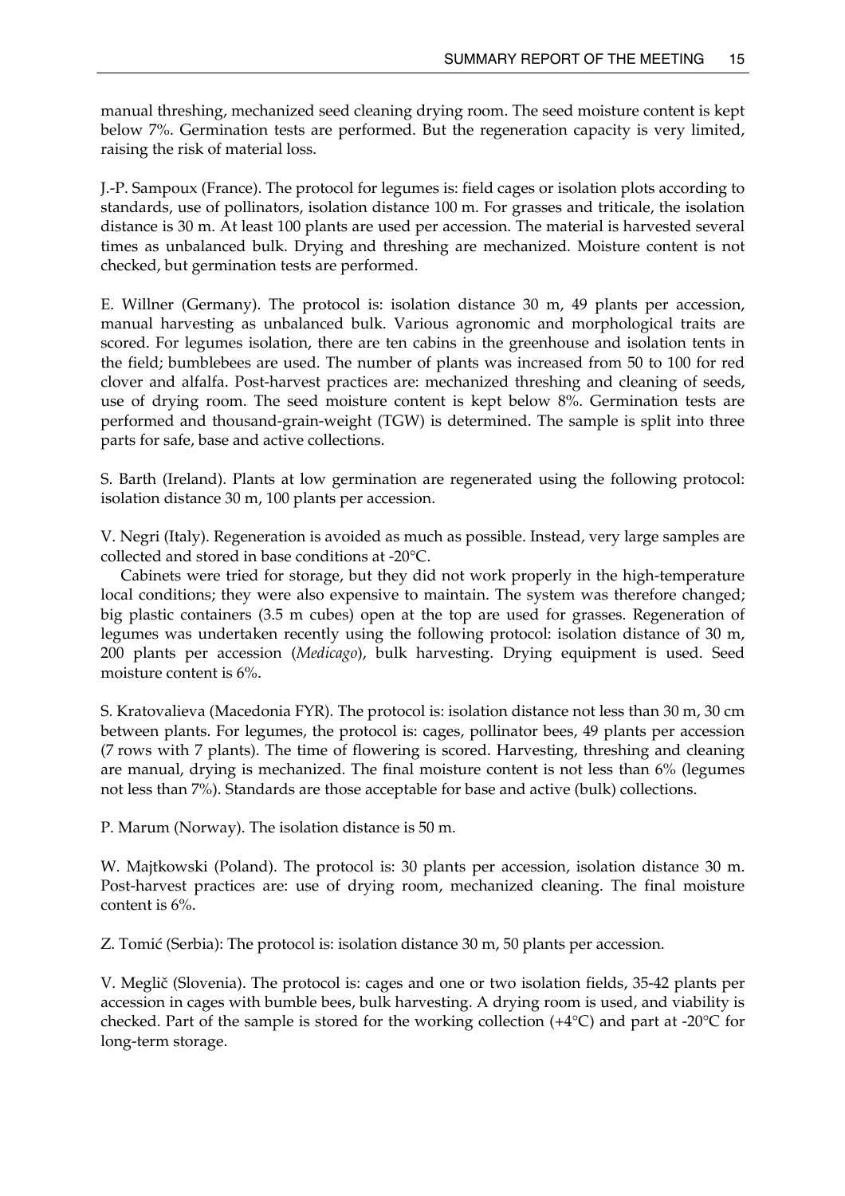manual threshing, mechanized seed cleaning drying room. The seed moisture content is kept below 7%. Germination tests are performed. But the regeneration capacity is very limited, raising the risk of material loss.

J.-P. Sampoux (France). The protocol for legumes is: field cages or isolation plots according to standards, use of pollinators, isolation distance 100 m. For grasses and triticale, the isolation distance is 30 m. At least 100 plants are used per accession. The material is harvested several times as unbalanced bulk. Drying and threshing are mechanized. Moisture content is not checked, but germination tests are performed.

E. Willner (Germany). The protocol is: isolation distance 30 m, 49 plants per accession, manual harvesting as unbalanced bulk. Various agronomic and morphological traits are scored. For legumes isolation, there are ten cabins in the greenhouse and isolation tents in the field; bumblebees are used. The number of plants was increased from 50 to 100 for red clover and alfalfa. Post-harvest practices are: mechanized threshing and cleaning of seeds, use of drying room. The seed moisture content is kept below 8%. Germination tests are performed and thousand-grain-weight (TGW) is determined. The sample is split into three parts for safe, base and active collections.

S. Barth (Ireland). Plants at low germination are regenerated using the following protocol: isolation distance 30 m, 100 plants per accession.

V. Negri (Italy). Regeneration is avoided as much as possible. Instead, very large samples are collected and stored in base conditions at -20°C.

Cabinets were tried for storage, but they did not work properly in the high-temperature local conditions; they were also expensive to maintain. The system was therefore changed; big plastic containers (3.5 m cubes) open at the top are used for grasses. Regeneration of legumes was undertaken recently using the following protocol: isolation distance of 30 m, 200 plants per accession (*Medicago*), bulk harvesting. Drying equipment is used. Seed moisture content is 6%.

S. Kratovalieva (Macedonia FYR). The protocol is: isolation distance not less than 30 m, 30 cm between plants. For legumes, the protocol is: cages, pollinator bees, 49 plants per accession (7 rows with 7 plants). The time of flowering is scored. Harvesting, threshing and cleaning are manual, drying is mechanized. The final moisture content is not less than 6% (legumes not less than 7%). Standards are those acceptable for base and active (bulk) collections.

P. Marum (Norway). The isolation distance is 50 m.

W. Majtkowski (Poland). The protocol is: 30 plants per accession, isolation distance 30 m. Post-harvest practices are: use of drying room, mechanized cleaning. The final moisture content is 6%.

Z. Tomić (Serbia): The protocol is: isolation distance 30 m, 50 plants per accession.

V. Meglič (Slovenia). The protocol is: cages and one or two isolation fields, 35-42 plants per accession in cages with bumble bees, bulk harvesting. A drying room is used, and viability is checked. Part of the sample is stored for the working collection (+4°C) and part at -20°C for long-term storage.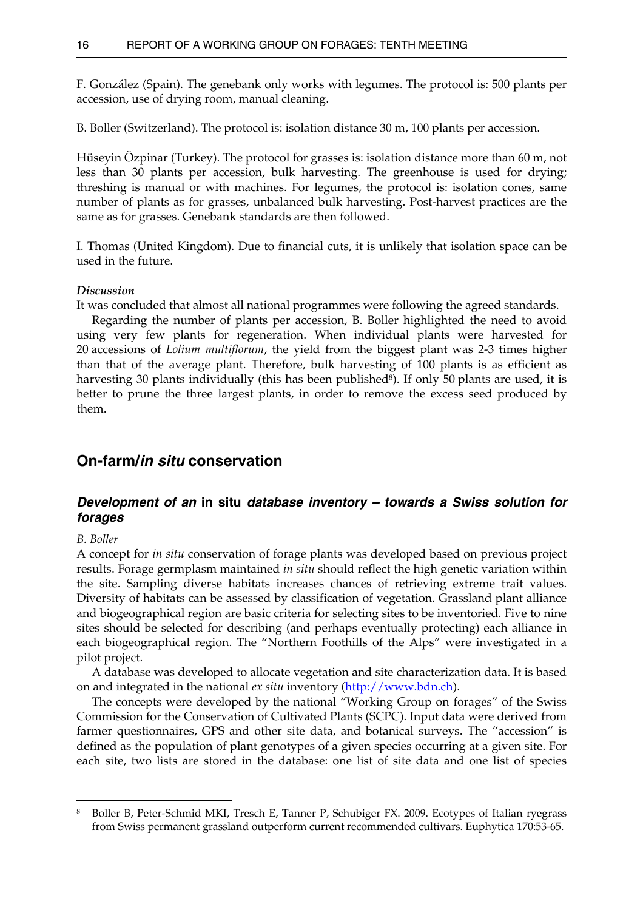F. González (Spain). The genebank only works with legumes. The protocol is: 500 plants per accession, use of drying room, manual cleaning.

B. Boller (Switzerland). The protocol is: isolation distance 30 m, 100 plants per accession.

Hüseyin Özpinar (Turkey). The protocol for grasses is: isolation distance more than 60 m, not less than 30 plants per accession, bulk harvesting. The greenhouse is used for drying; threshing is manual or with machines. For legumes, the protocol is: isolation cones, same number of plants as for grasses, unbalanced bulk harvesting. Post-harvest practices are the same as for grasses. Genebank standards are then followed.

I. Thomas (United Kingdom). Due to financial cuts, it is unlikely that isolation space can be used in the future.

***Discussion***

It was concluded that almost all national programmes were following the agreed standards.

Regarding the number of plants per accession, B. Boller highlighted the need to avoid using very few plants for regeneration. When individual plants were harvested for 20 accessions of *Lolium multiflorum*, the yield from the biggest plant was 2-3 times higher than that of the average plant. Therefore, bulk harvesting of 100 plants is as efficient as harvesting 30 plants individually (this has been published[8]). If only 50 plants are used, it is better to prune the three largest plants, in order to remove the excess seed produced by them.

## On-farm/*in situ* conservation

### *Development of an* in situ *database inventory – towards a Swiss solution for forages*

*B. Boller*

A concept for *in situ* conservation of forage plants was developed based on previous project results. Forage germplasm maintained *in situ* should reflect the high genetic variation within the site. Sampling diverse habitats increases chances of retrieving extreme trait values. Diversity of habitats can be assessed by classification of vegetation. Grassland plant alliance and biogeographical region are basic criteria for selecting sites to be inventoried. Five to nine sites should be selected for describing (and perhaps eventually protecting) each alliance in each biogeographical region. The "Northern Foothills of the Alps" were investigated in a pilot project.

A database was developed to allocate vegetation and site characterization data. It is based on and integrated in the national *ex situ* inventory (http://www.bdn.ch).

The concepts were developed by the national "Working Group on forages" of the Swiss Commission for the Conservation of Cultivated Plants (SCPC). Input data were derived from farmer questionnaires, GPS and other site data, and botanical surveys. The "accession" is defined as the population of plant genotypes of a given species occurring at a given site. For each site, two lists are stored in the database: one list of site data and one list of species

---

[8] Boller B, Peter-Schmid MKI, Tresch E, Tanner P, Schubiger FX. 2009. Ecotypes of Italian ryegrass from Swiss permanent grassland outperform current recommended cultivars. Euphytica 170:53-65.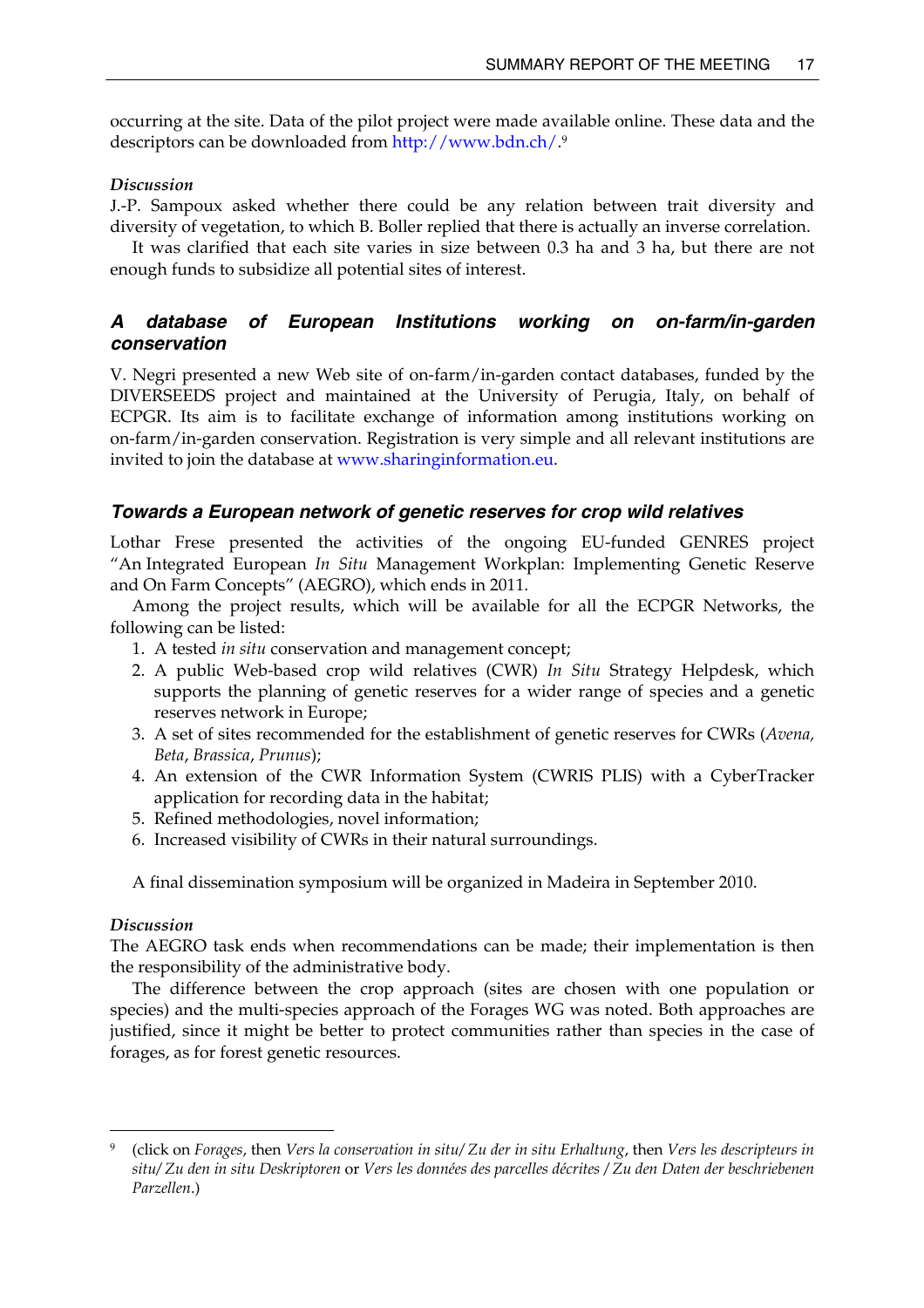occurring at the site. Data of the pilot project were made available online. These data and the descriptors can be downloaded from http://www.bdn.ch/.[9]

*Discussion*

J.-P. Sampoux asked whether there could be any relation between trait diversity and diversity of vegetation, to which B. Boller replied that there is actually an inverse correlation.

It was clarified that each site varies in size between 0.3 ha and 3 ha, but there are not enough funds to subsidize all potential sites of interest.

### *A database of European Institutions working on on-farm/in-garden conservation*

V. Negri presented a new Web site of on-farm/in-garden contact databases, funded by the DIVERSEEDS project and maintained at the University of Perugia, Italy, on behalf of ECPGR. Its aim is to facilitate exchange of information among institutions working on on-farm/in-garden conservation. Registration is very simple and all relevant institutions are invited to join the database at www.sharinginformation.eu.

### *Towards a European network of genetic reserves for crop wild relatives*

Lothar Frese presented the activities of the ongoing EU-funded GENRES project "An Integrated European *In Situ* Management Workplan: Implementing Genetic Reserve and On Farm Concepts" (AEGRO), which ends in 2011.

Among the project results, which will be available for all the ECPGR Networks, the following can be listed:

1. A tested *in situ* conservation and management concept;
2. A public Web-based crop wild relatives (CWR) *In Situ* Strategy Helpdesk, which supports the planning of genetic reserves for a wider range of species and a genetic reserves network in Europe;
3. A set of sites recommended for the establishment of genetic reserves for CWRs (*Avena, Beta*, *Brassica*, *Prunus*);
4. An extension of the CWR Information System (CWRIS PLIS) with a CyberTracker application for recording data in the habitat;
5. Refined methodologies, novel information;
6. Increased visibility of CWRs in their natural surroundings.

A final dissemination symposium will be organized in Madeira in September 2010.

*Discussion*

The AEGRO task ends when recommendations can be made; their implementation is then the responsibility of the administrative body.

The difference between the crop approach (sites are chosen with one population or species) and the multi-species approach of the Forages WG was noted. Both approaches are justified, since it might be better to protect communities rather than species in the case of forages, as for forest genetic resources.

---

[9] (click on *Forages*, then *Vers la conservation in situ/ Zu der in situ Erhaltung*, then *Vers les descripteurs in situ/ Zu den in situ Deskriptoren* or *Vers les données des parcelles décrites / Zu den Daten der beschriebenen Parzellen*.)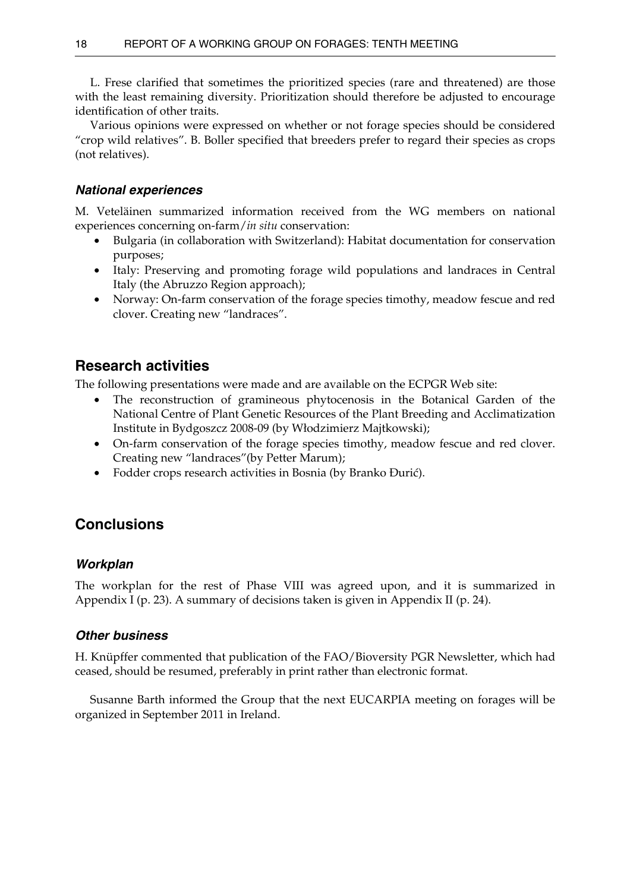L. Frese clarified that sometimes the prioritized species (rare and threatened) are those with the least remaining diversity. Prioritization should therefore be adjusted to encourage identification of other traits.

Various opinions were expressed on whether or not forage species should be considered "crop wild relatives". B. Boller specified that breeders prefer to regard their species as crops (not relatives).

### *National experiences*

M. Veteläinen summarized information received from the WG members on national experiences concerning on-farm/*in situ* conservation:

- Bulgaria (in collaboration with Switzerland): Habitat documentation for conservation purposes;
- Italy: Preserving and promoting forage wild populations and landraces in Central Italy (the Abruzzo Region approach);
- Norway: On-farm conservation of the forage species timothy, meadow fescue and red clover. Creating new "landraces".

## Research activities

The following presentations were made and are available on the ECPGR Web site:

- The reconstruction of gramineous phytocenosis in the Botanical Garden of the National Centre of Plant Genetic Resources of the Plant Breeding and Acclimatization Institute in Bydgoszcz 2008-09 (by Włodzimierz Majtkowski);
- On-farm conservation of the forage species timothy, meadow fescue and red clover. Creating new "landraces"(by Petter Marum);
- Fodder crops research activities in Bosnia (by Branko Đurić).

## Conclusions

### *Workplan*

The workplan for the rest of Phase VIII was agreed upon, and it is summarized in Appendix I (p. 23). A summary of decisions taken is given in Appendix II (p. 24).

### *Other business*

H. Knüpffer commented that publication of the FAO/Bioversity PGR Newsletter, which had ceased, should be resumed, preferably in print rather than electronic format.

Susanne Barth informed the Group that the next EUCARPIA meeting on forages will be organized in September 2011 in Ireland.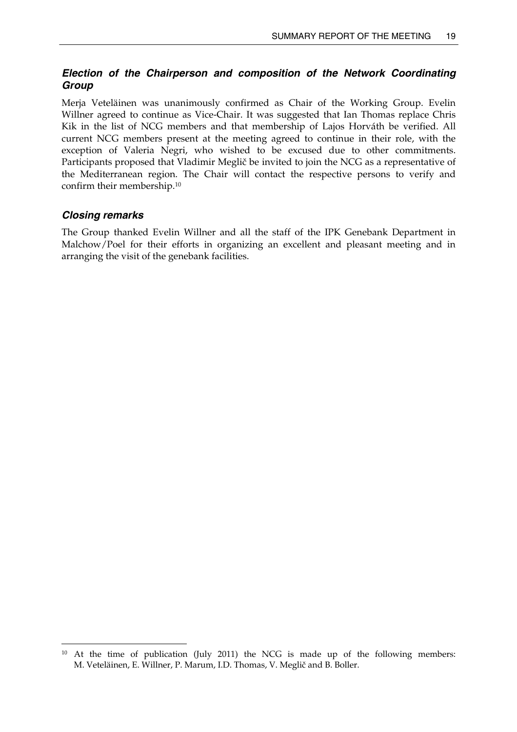### *Election of the Chairperson and composition of the Network Coordinating Group*

Merja Veteläinen was unanimously confirmed as Chair of the Working Group. Evelin Willner agreed to continue as Vice-Chair. It was suggested that Ian Thomas replace Chris Kik in the list of NCG members and that membership of Lajos Horváth be verified. All current NCG members present at the meeting agreed to continue in their role, with the exception of Valeria Negri, who wished to be excused due to other commitments. Participants proposed that Vladimir Meglič be invited to join the NCG as a representative of the Mediterranean region. The Chair will contact the respective persons to verify and confirm their membership.[10]

### *Closing remarks*

The Group thanked Evelin Willner and all the staff of the IPK Genebank Department in Malchow/Poel for their efforts in organizing an excellent and pleasant meeting and in arranging the visit of the genebank facilities.

---

[10] At the time of publication (July 2011) the NCG is made up of the following members: M. Veteläinen, E. Willner, P. Marum, I.D. Thomas, V. Meglič and B. Boller.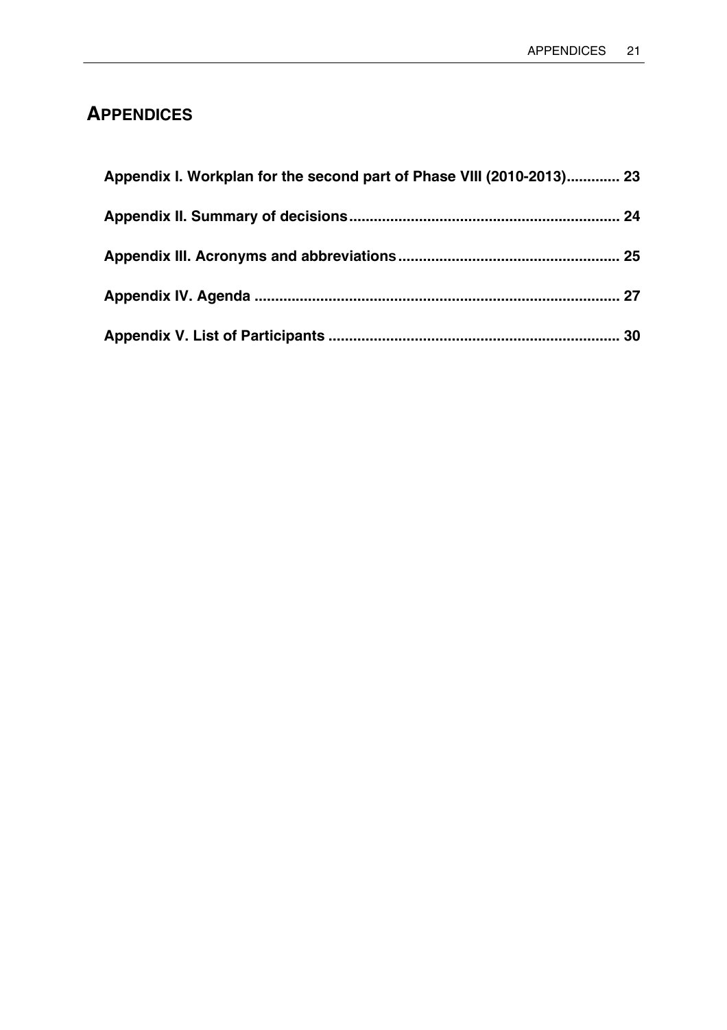# APPENDICES

**Appendix I. Workplan for the second part of Phase VIII (2010-2013)............. 23**

**Appendix II. Summary of decisions................................................................. 24**

**Appendix III. Acronyms and abbreviations..................................................... 25**

**Appendix IV. Agenda ....................................................................................... 27**

**Appendix V. List of Participants ..................................................................... 30**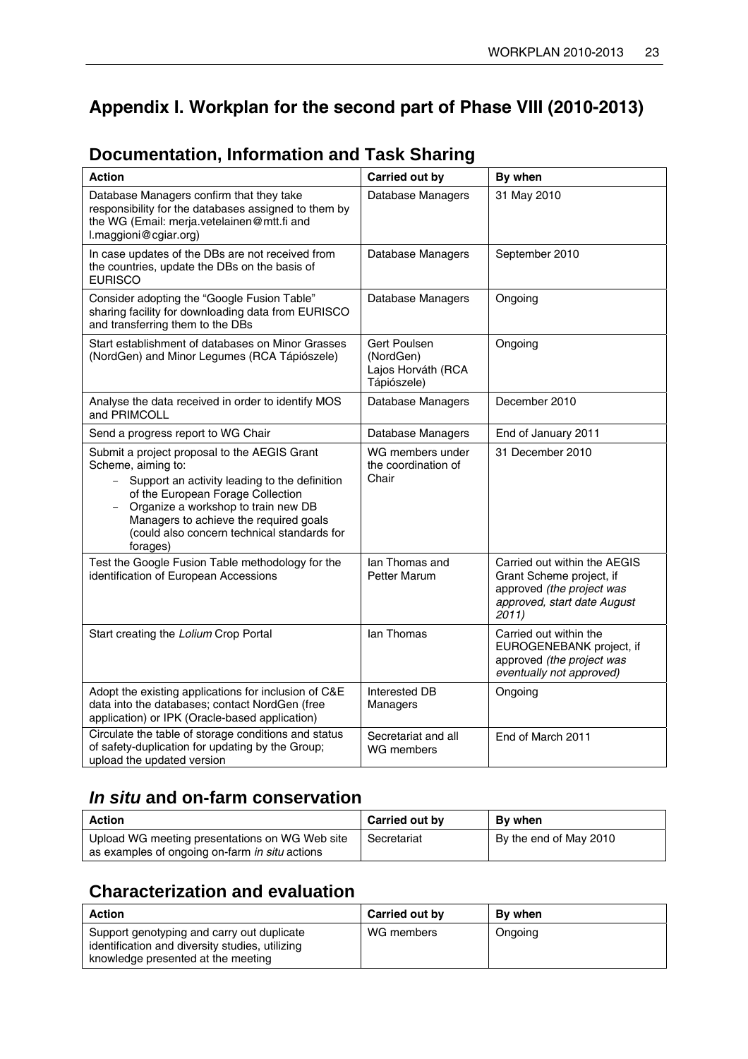# Appendix I. Workplan for the second part of Phase VIII (2010-2013)

## Documentation, Information and Task Sharing

| Action | Carried out by | By when |
|---|---|---|
| Database Managers confirm that they take responsibility for the databases assigned to them by the WG (Email: merja.vetelainen@mtt.fi and l.maggioni@cgiar.org) | Database Managers | 31 May 2010 |
| In case updates of the DBs are not received from the countries, update the DBs on the basis of EURISCO | Database Managers | September 2010 |
| Consider adopting the "Google Fusion Table" sharing facility for downloading data from EURISCO and transferring them to the DBs | Database Managers | Ongoing |
| Start establishment of databases on Minor Grasses (NordGen) and Minor Legumes (RCA Tápiószele) | Gert Poulsen (NordGen) Lajos Horváth (RCA Tápiószele) | Ongoing |
| Analyse the data received in order to identify MOS and PRIMCOLL | Database Managers | December 2010 |
| Send a progress report to WG Chair | Database Managers | End of January 2011 |
| Submit a project proposal to the AEGIS Grant Scheme, aiming to:<br>- Support an activity leading to the definition of the European Forage Collection<br>- Organize a workshop to train new DB Managers to achieve the required goals (could also concern technical standards for forages) | WG members under the coordination of Chair | 31 December 2010 |
| Test the Google Fusion Table methodology for the identification of European Accessions | Ian Thomas and Petter Marum | Carried out within the AEGIS Grant Scheme project, if approved *(the project was approved, start date August 2011)* |
| Start creating the *Lolium* Crop Portal | Ian Thomas | Carried out within the EUROGENEBANK project, if approved *(the project was eventually not approved)* |
| Adopt the existing applications for inclusion of C&E data into the databases; contact NordGen (free application) or IPK (Oracle-based application) | Interested DB Managers | Ongoing |
| Circulate the table of storage conditions and status of safety-duplication for updating by the Group; upload the updated version | Secretariat and all WG members | End of March 2011 |

## *In situ* and on-farm conservation

| Action | Carried out by | By when |
|---|---|---|
| Upload WG meeting presentations on WG Web site as examples of ongoing on-farm *in situ* actions | Secretariat | By the end of May 2010 |

## Characterization and evaluation

| Action | Carried out by | By when |
|---|---|---|
| Support genotyping and carry out duplicate identification and diversity studies, utilizing knowledge presented at the meeting | WG members | Ongoing |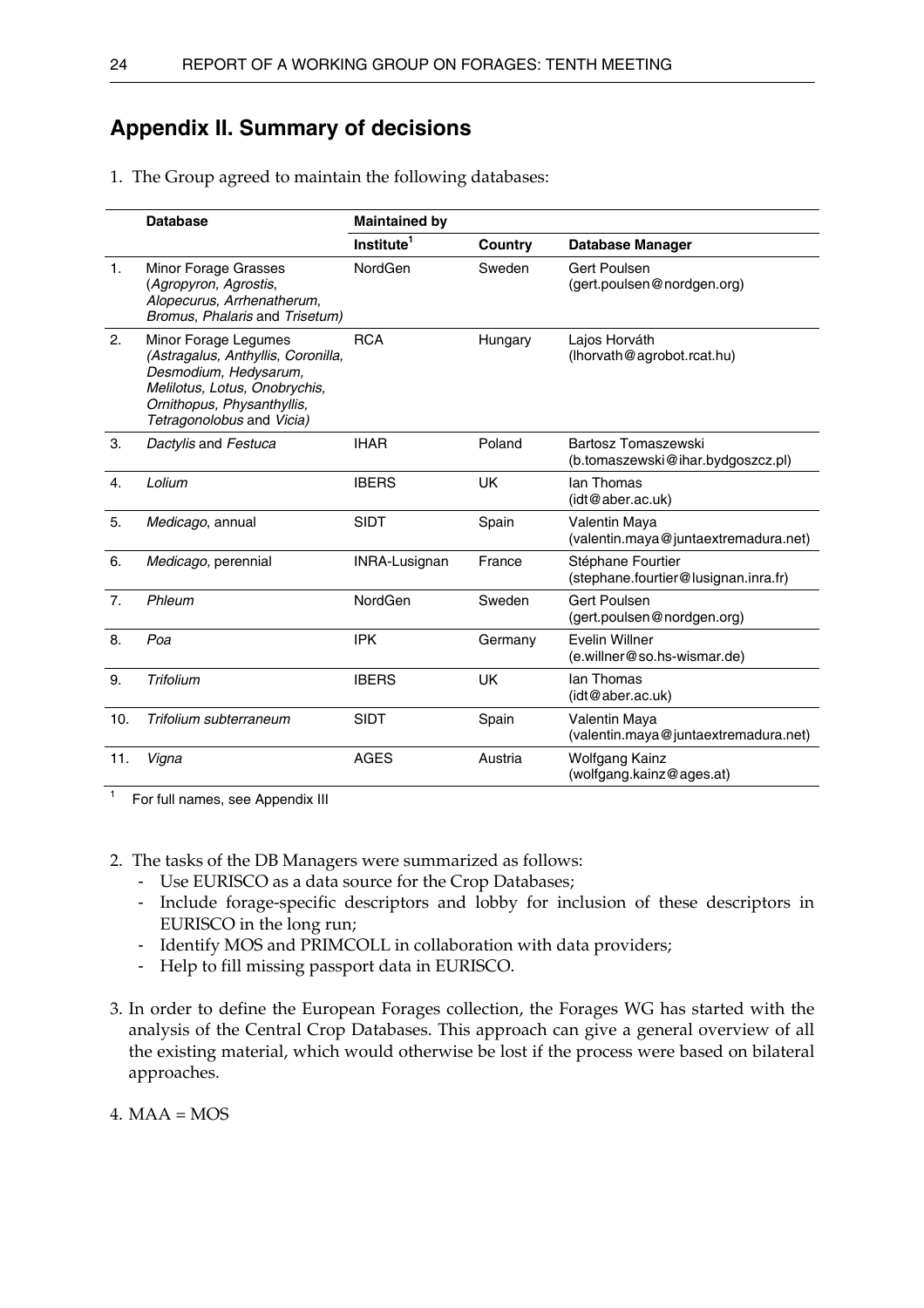## Appendix II. Summary of decisions

1. The Group agreed to maintain the following databases:

| | Database | Maintained by | | |
|---|---|---|---|---|
| | | Institute[1] | Country | Database Manager |
| 1. | Minor Forage Grasses (*Agropyron, Agrostis, Alopecurus, Arrhenatherum, Bromus, Phalaris* and *Trisetum)* | NordGen | Sweden | Gert Poulsen (gert.poulsen@nordgen.org) |
| 2. | Minor Forage Legumes *(Astragalus, Anthyllis, Coronilla, Desmodium, Hedysarum, Melilotus, Lotus, Onobrychis, Ornithopus, Physanthyllis, Tetragonolobus* and *Vicia)* | RCA | Hungary | Lajos Horváth (lhorvath@agrobot.rcat.hu) |
| 3. | *Dactylis* and *Festuca* | IHAR | Poland | Bartosz Tomaszewski (b.tomaszewski@ihar.bydgoszcz.pl) |
| 4. | *Lolium* | IBERS | UK | Ian Thomas (idt@aber.ac.uk) |
| 5. | *Medicago*, annual | SIDT | Spain | Valentin Maya (valentin.maya@juntaextremadura.net) |
| 6. | *Medicago,* perennial | INRA-Lusignan | France | Stéphane Fourtier (stephane.fourtier@lusignan.inra.fr) |
| 7. | *Phleum* | NordGen | Sweden | Gert Poulsen (gert.poulsen@nordgen.org) |
| 8. | *Poa* | IPK | Germany | Evelin Willner (e.willner@so.hs-wismar.de) |
| 9. | *Trifolium* | IBERS | UK | Ian Thomas (idt@aber.ac.uk) |
| 10. | *Trifolium subterraneum* | SIDT | Spain | Valentin Maya (valentin.maya@juntaextremadura.net) |
| 11. | *Vigna* | AGES | Austria | Wolfgang Kainz (wolfgang.kainz@ages.at) |

[1] For full names, see Appendix III

2. The tasks of the DB Managers were summarized as follows:
   - Use EURISCO as a data source for the Crop Databases;
   - Include forage-specific descriptors and lobby for inclusion of these descriptors in EURISCO in the long run;
   - Identify MOS and PRIMCOLL in collaboration with data providers;
   - Help to fill missing passport data in EURISCO.

3. In order to define the European Forages collection, the Forages WG has started with the analysis of the Central Crop Databases. This approach can give a general overview of all the existing material, which would otherwise be lost if the process were based on bilateral approaches.

4. MAA = MOS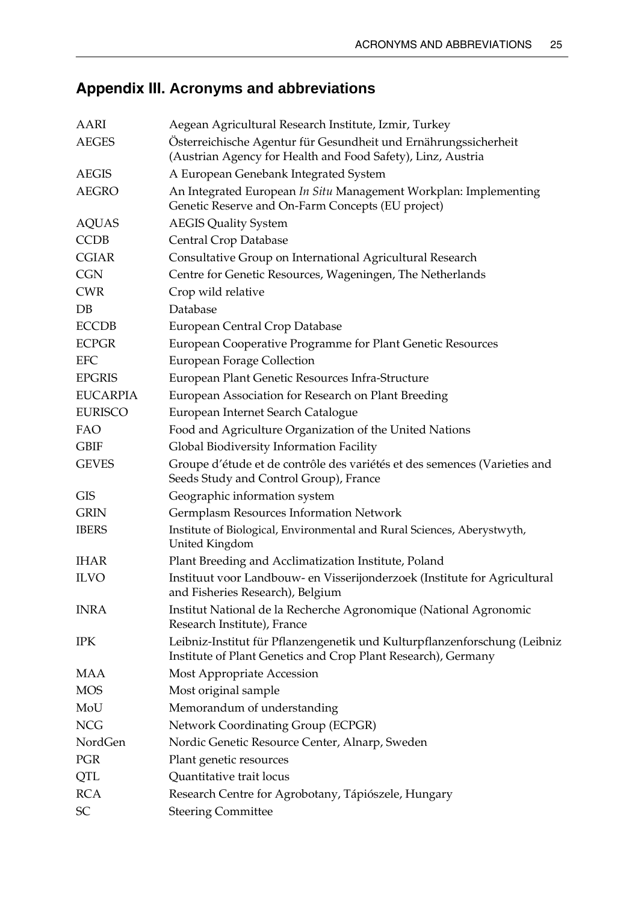## Appendix III. Acronyms and abbreviations

| | |
|---|---|
| AARI | Aegean Agricultural Research Institute, Izmir, Turkey |
| AEGES | Österreichische Agentur für Gesundheit und Ernährungssicherheit (Austrian Agency for Health and Food Safety), Linz, Austria |
| AEGIS | A European Genebank Integrated System |
| AEGRO | An Integrated European *In Situ* Management Workplan: Implementing Genetic Reserve and On-Farm Concepts (EU project) |
| AQUAS | AEGIS Quality System |
| CCDB | Central Crop Database |
| CGIAR | Consultative Group on International Agricultural Research |
| CGN | Centre for Genetic Resources, Wageningen, The Netherlands |
| CWR | Crop wild relative |
| DB | Database |
| ECCDB | European Central Crop Database |
| ECPGR | European Cooperative Programme for Plant Genetic Resources |
| EFC | European Forage Collection |
| EPGRIS | European Plant Genetic Resources Infra-Structure |
| EUCARPIA | European Association for Research on Plant Breeding |
| EURISCO | European Internet Search Catalogue |
| FAO | Food and Agriculture Organization of the United Nations |
| GBIF | Global Biodiversity Information Facility |
| GEVES | Groupe d'étude et de contrôle des variétés et des semences (Varieties and Seeds Study and Control Group), France |
| GIS | Geographic information system |
| GRIN | Germplasm Resources Information Network |
| IBERS | Institute of Biological, Environmental and Rural Sciences, Aberystwyth, United Kingdom |
| IHAR | Plant Breeding and Acclimatization Institute, Poland |
| ILVO | Instituut voor Landbouw- en Visserijonderzoek (Institute for Agricultural and Fisheries Research), Belgium |
| INRA | Institut National de la Recherche Agronomique (National Agronomic Research Institute), France |
| IPK | Leibniz-Institut für Pflanzengenetik und Kulturpflanzenforschung (Leibniz Institute of Plant Genetics and Crop Plant Research), Germany |
| MAA | Most Appropriate Accession |
| MOS | Most original sample |
| MoU | Memorandum of understanding |
| NCG | Network Coordinating Group (ECPGR) |
| NordGen | Nordic Genetic Resource Center, Alnarp, Sweden |
| PGR | Plant genetic resources |
| QTL | Quantitative trait locus |
| RCA | Research Centre for Agrobotany, Tápiószele, Hungary |
| SC | Steering Committee |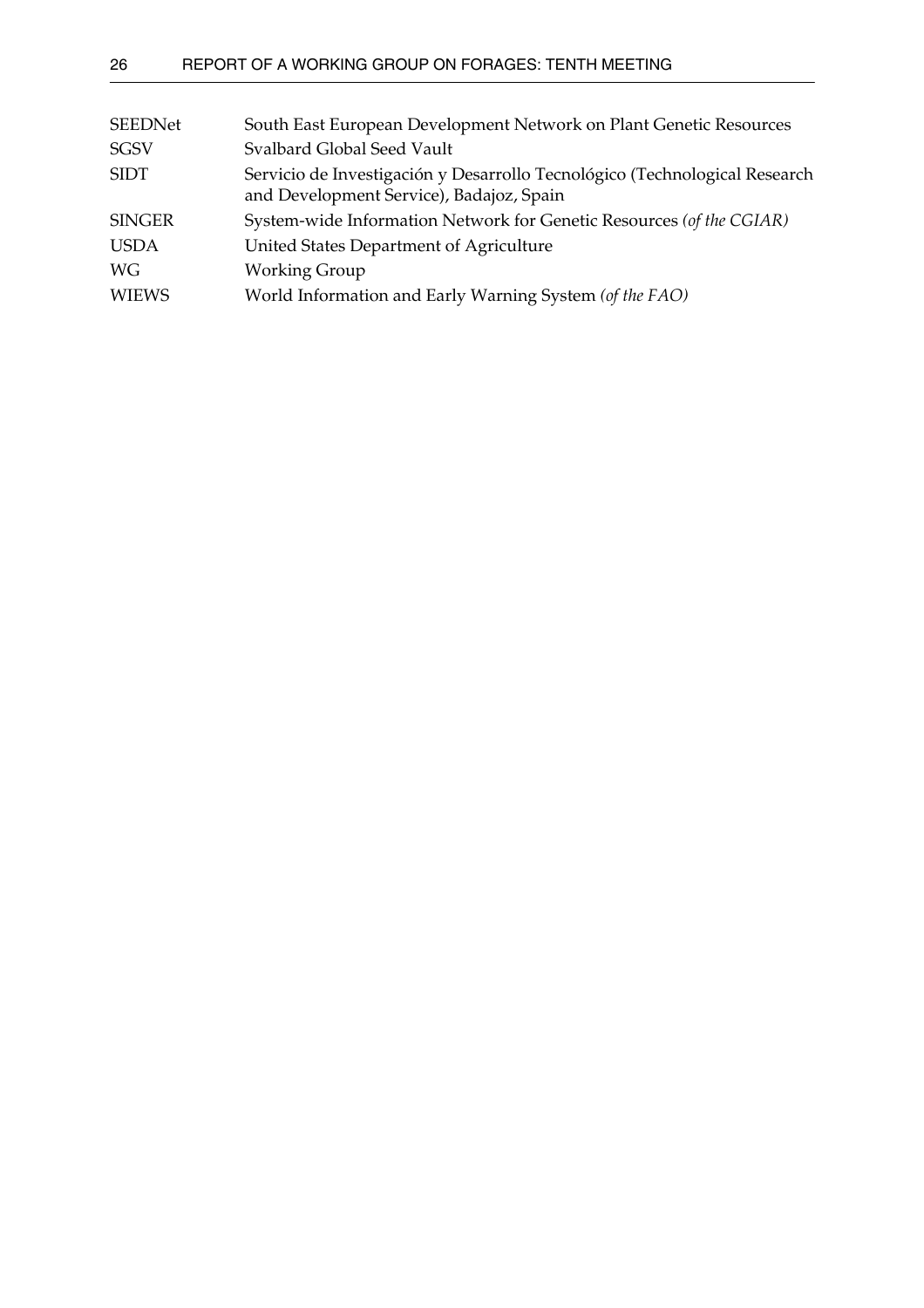| | |
|---|---|
| SEEDNet | South East European Development Network on Plant Genetic Resources |
| SGSV | Svalbard Global Seed Vault |
| SIDT | Servicio de Investigación y Desarrollo Tecnológico (Technological Research and Development Service), Badajoz, Spain |
| SINGER | System-wide Information Network for Genetic Resources *(of the CGIAR)* |
| USDA | United States Department of Agriculture |
| WG | Working Group |
| WIEWS | World Information and Early Warning System *(of the FAO)* |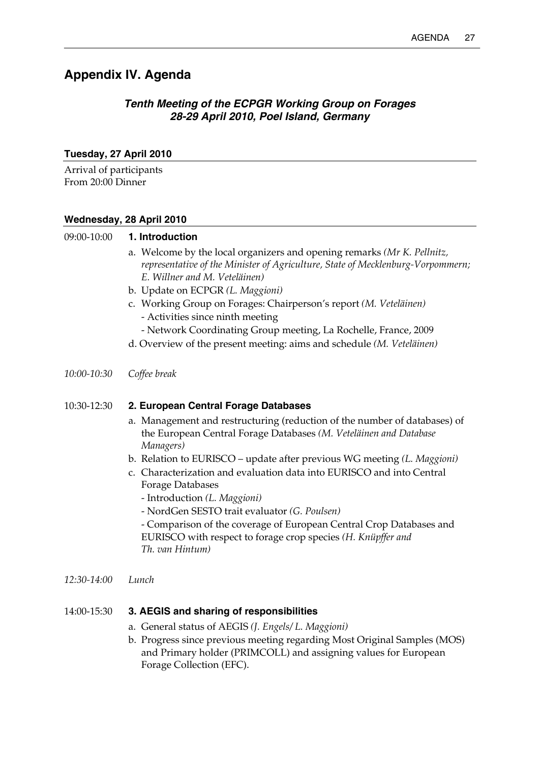## Appendix IV. Agenda

### *Tenth Meeting of the ECPGR Working Group on Forages*
### *28-29 April 2010, Poel Island, Germany*

**Tuesday, 27 April 2010**

Arrival of participants
From 20:00 Dinner

**Wednesday, 28 April 2010**

09:00-10:00 **1. Introduction**

- a. Welcome by the local organizers and opening remarks *(Mr K. Pellnitz, representative of the Minister of Agriculture, State of Mecklenburg-Vorpommern; E. Willner and M. Veteläinen)*
- b. Update on ECPGR *(L. Maggioni)*
- c. Working Group on Forages: Chairperson's report *(M. Veteläinen)*
  - Activities since ninth meeting
  - Network Coordinating Group meeting, La Rochelle, France, 2009
- d. Overview of the present meeting: aims and schedule *(M. Veteläinen)*

*10:00-10:30* *Coffee break*

10:30-12:30 **2. European Central Forage Databases**

- a. Management and restructuring (reduction of the number of databases) of the European Central Forage Databases *(M. Veteläinen and Database Managers)*
- b. Relation to EURISCO – update after previous WG meeting *(L. Maggioni)*
- c. Characterization and evaluation data into EURISCO and into Central Forage Databases
  - Introduction *(L. Maggioni)*
  - NordGen SESTO trait evaluator *(G. Poulsen)*
  - Comparison of the coverage of European Central Crop Databases and EURISCO with respect to forage crop species *(H. Knüpffer and Th. van Hintum)*

*12:30-14:00* *Lunch*

14:00-15:30 **3. AEGIS and sharing of responsibilities**

- a. General status of AEGIS *(J. Engels/ L. Maggioni)*
- b. Progress since previous meeting regarding Most Original Samples (MOS) and Primary holder (PRIMCOLL) and assigning values for European Forage Collection (EFC).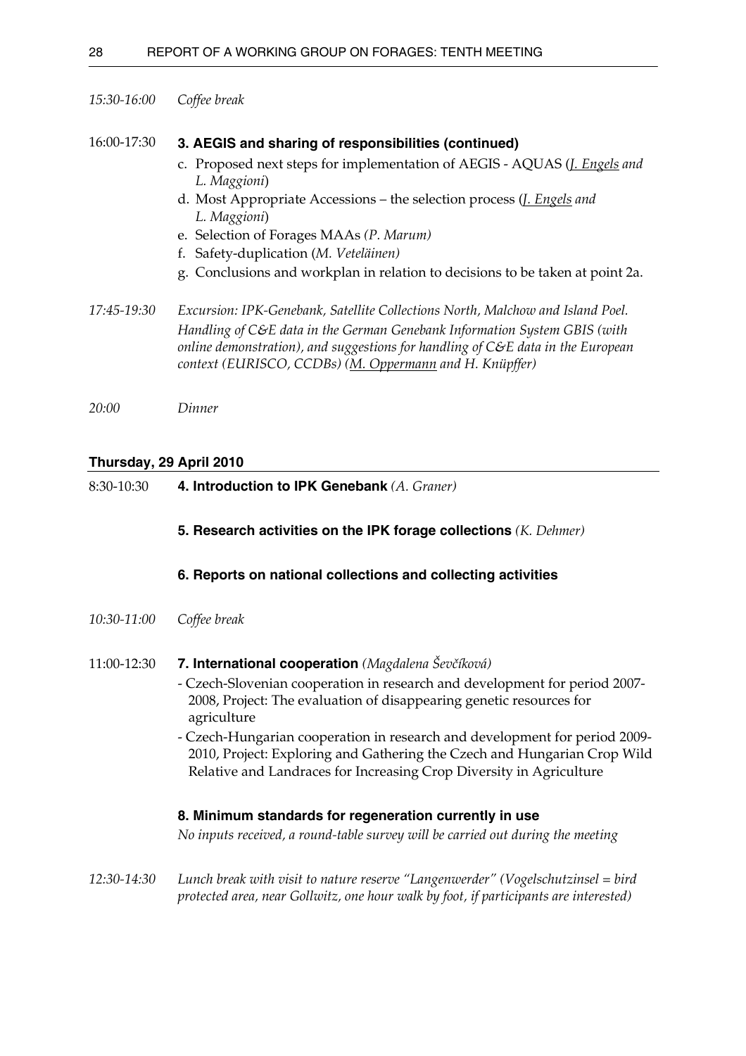*15:30-16:00* *Coffee break*

16:00-17:30 **3. AEGIS and sharing of responsibilities (continued)**

c. Proposed next steps for implementation of AEGIS - AQUAS (*J. Engels and L. Maggioni*)
d. Most Appropriate Accessions – the selection process (*J. Engels and L. Maggioni*)
e. Selection of Forages MAAs *(P. Marum)*
f. Safety-duplication (*M. Veteläinen)*
g. Conclusions and workplan in relation to decisions to be taken at point 2a.

*17:45-19:30* *Excursion: IPK-Genebank, Satellite Collections North, Malchow and Island Poel. Handling of C&E data in the German Genebank Information System GBIS (with online demonstration), and suggestions for handling of C&E data in the European context (EURISCO, CCDBs) (M. Oppermann and H. Knüpffer)*

*20:00* *Dinner*

**Thursday, 29 April 2010**

8:30-10:30 **4. Introduction to IPK Genebank** *(A. Graner)*

**5. Research activities on the IPK forage collections** *(K. Dehmer)*

**6. Reports on national collections and collecting activities**

*10:30-11:00* *Coffee break*

11:00-12:30 **7. International cooperation** *(Magdalena Ševčíková)*

- Czech-Slovenian cooperation in research and development for period 2007-2008, Project: The evaluation of disappearing genetic resources for agriculture
- Czech-Hungarian cooperation in research and development for period 2009-2010, Project: Exploring and Gathering the Czech and Hungarian Crop Wild Relative and Landraces for Increasing Crop Diversity in Agriculture

**8. Minimum standards for regeneration currently in use**

*No inputs received, a round-table survey will be carried out during the meeting*

*12:30-14:30* *Lunch break with visit to nature reserve "Langenwerder" (Vogelschutzinsel = bird protected area, near Gollwitz, one hour walk by foot, if participants are interested)*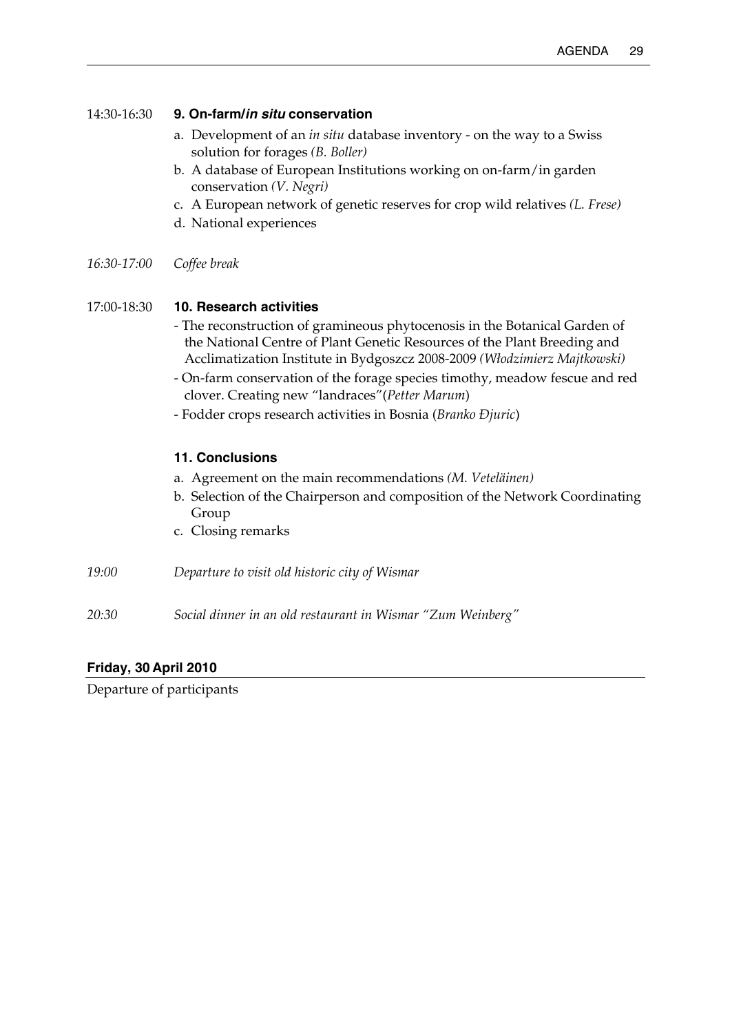14:30-16:30 **9. On-farm/*in situ* conservation**

a. Development of an *in situ* database inventory - on the way to a Swiss solution for forages *(B. Boller)*
b. A database of European Institutions working on on-farm/in garden conservation *(V. Negri)*
c. A European network of genetic reserves for crop wild relatives *(L. Frese)*
d. National experiences

*16:30-17:00 Coffee break*

17:00-18:30 **10. Research activities**

- The reconstruction of gramineous phytocenosis in the Botanical Garden of the National Centre of Plant Genetic Resources of the Plant Breeding and Acclimatization Institute in Bydgoszcz 2008-2009 *(Włodzimierz Majtkowski)*
- On-farm conservation of the forage species timothy, meadow fescue and red clover. Creating new "landraces"(*Petter Marum*)
- Fodder crops research activities in Bosnia (*Branko Đjuric*)

**11. Conclusions**

a. Agreement on the main recommendations *(M. Veteläinen)*
b. Selection of the Chairperson and composition of the Network Coordinating Group
c. Closing remarks

*19:00 Departure to visit old historic city of Wismar*

*20:30 Social dinner in an old restaurant in Wismar "Zum Weinberg"*

**Friday, 30 April 2010**

Departure of participants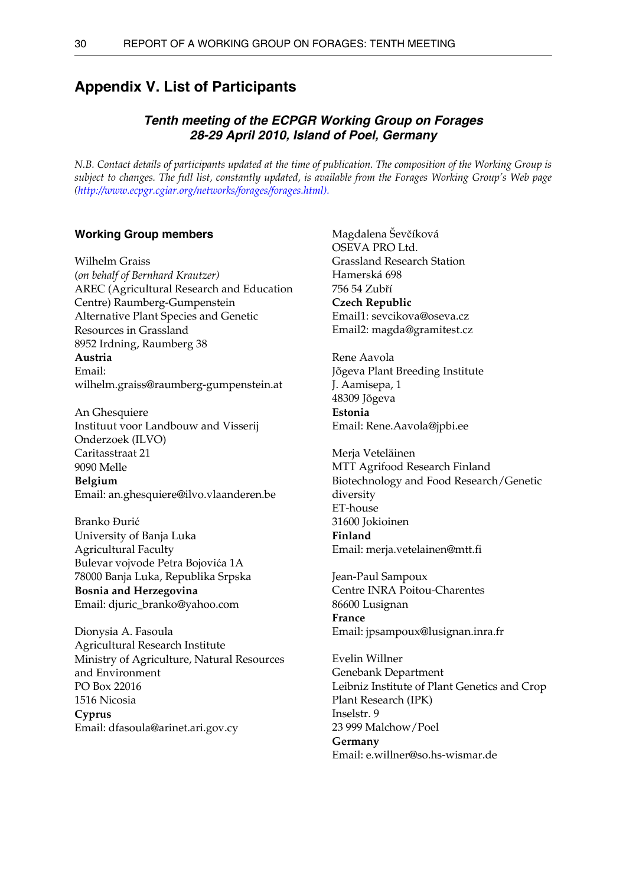## Appendix V. List of Participants

### *Tenth meeting of the ECPGR Working Group on Forages*
### *28-29 April 2010, Island of Poel, Germany*

*N.B. Contact details of participants updated at the time of publication. The composition of the Working Group is subject to changes. The full list, constantly updated, is available from the Forages Working Group's Web page (http://www.ecpgr.cgiar.org/networks/forages/forages.html).*

#### Working Group members

Wilhelm Graiss
(*on behalf of Bernhard Krautzer)*
AREC (Agricultural Research and Education Centre) Raumberg-Gumpenstein
Alternative Plant Species and Genetic Resources in Grassland
8952 Irdning, Raumberg 38
**Austria**
Email:
wilhelm.graiss@raumberg-gumpenstein.at

An Ghesquiere
Instituut voor Landbouw and Visserij Onderzoek (ILVO)
Caritasstraat 21
9090 Melle
**Belgium**
Email: an.ghesquiere@ilvo.vlaanderen.be

Branko Đurić
University of Banja Luka
Agricultural Faculty
Bulevar vojvode Petra Bojovića 1A
78000 Banja Luka, Republika Srpska
**Bosnia and Herzegovina**
Email: djuric_branko@yahoo.com

Dionysia A. Fasoula
Agricultural Research Institute
Ministry of Agriculture, Natural Resources and Environment
PO Box 22016
1516 Nicosia
**Cyprus**
Email: dfasoula@arinet.ari.gov.cy

Magdalena Ševčíková
OSEVA PRO Ltd.
Grassland Research Station
Hamerská 698
756 54 Zubří
**Czech Republic**
Email1: sevcikova@oseva.cz
Email2: magda@gramitest.cz

Rene Aavola
Jõgeva Plant Breeding Institute
J. Aamisepa, 1
48309 Jõgeva
**Estonia**
Email: Rene.Aavola@jpbi.ee

Merja Veteläinen
MTT Agrifood Research Finland
Biotechnology and Food Research/Genetic diversity
ET-house
31600 Jokioinen
**Finland**
Email: merja.vetelainen@mtt.fi

Jean-Paul Sampoux
Centre INRA Poitou-Charentes
86600 Lusignan
**France**
Email: jpsampoux@lusignan.inra.fr

Evelin Willner
Genebank Department
Leibniz Institute of Plant Genetics and Crop Plant Research (IPK)
Inselstr. 9
23 999 Malchow/Poel
**Germany**
Email: e.willner@so.hs-wismar.de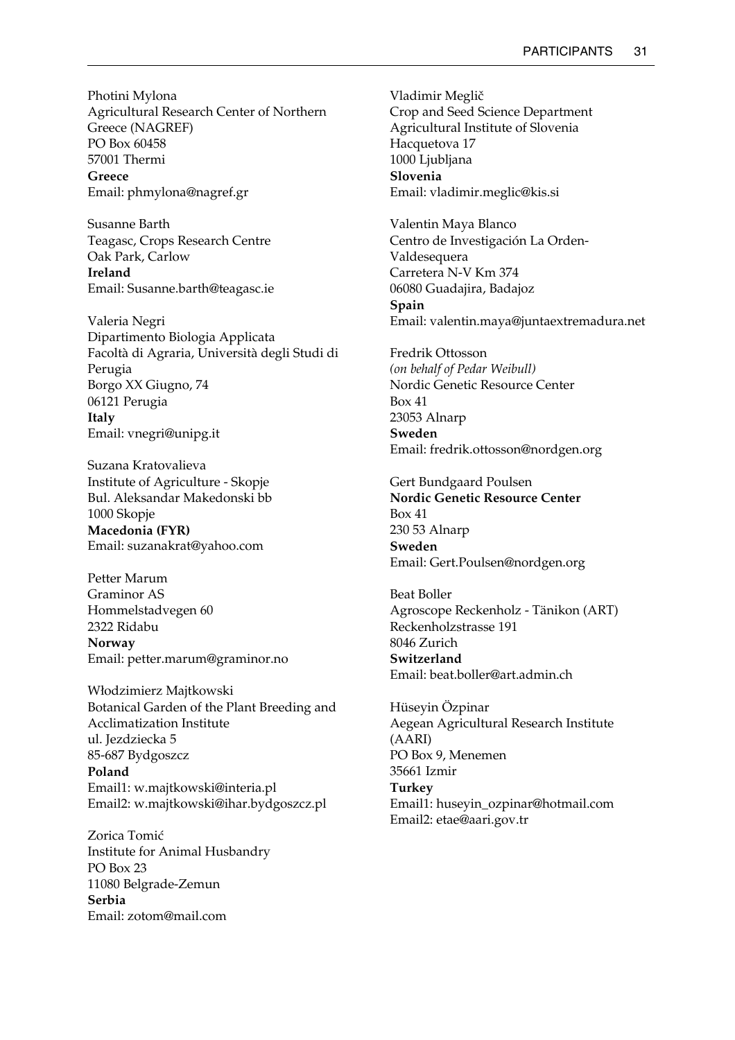Photini Mylona
Agricultural Research Center of Northern Greece (NAGREF)
PO Box 60458
57001 Thermi
**Greece**
Email: phmylona@nagref.gr

Susanne Barth
Teagasc, Crops Research Centre
Oak Park, Carlow
**Ireland**
Email: Susanne.barth@teagasc.ie

Valeria Negri
Dipartimento Biologia Applicata
Facoltà di Agraria, Università degli Studi di Perugia
Borgo XX Giugno, 74
06121 Perugia
**Italy**
Email: vnegri@unipg.it

Suzana Kratovalieva
Institute of Agriculture - Skopje
Bul. Aleksandar Makedonski bb
1000 Skopje
**Macedonia (FYR)**
Email: suzanakrat@yahoo.com

Petter Marum
Graminor AS
Hommelstadvegen 60
2322 Ridabu
**Norway**
Email: petter.marum@graminor.no

Włodzimierz Majtkowski
Botanical Garden of the Plant Breeding and Acclimatization Institute
ul. Jezdziecka 5
85-687 Bydgoszcz
**Poland**
Email1: w.majtkowski@interia.pl
Email2: w.majtkowski@ihar.bydgoszcz.pl

Zorica Tomić
Institute for Animal Husbandry
PO Box 23
11080 Belgrade-Zemun
**Serbia**
Email: zotom@mail.com

Vladimir Meglič
Crop and Seed Science Department
Agricultural Institute of Slovenia
Hacquetova 17
1000 Ljubljana
**Slovenia**
Email: vladimir.meglic@kis.si

Valentin Maya Blanco
Centro de Investigación La Orden-Valdesequera
Carretera N-V Km 374
06080 Guadajira, Badajoz
**Spain**
Email: valentin.maya@juntaextremadura.net

Fredrik Ottosson
*(on behalf of Pedar Weibull)*
Nordic Genetic Resource Center
Box 41
23053 Alnarp
**Sweden**
Email: fredrik.ottosson@nordgen.org

Gert Bundgaard Poulsen
**Nordic Genetic Resource Center**
Box 41
230 53 Alnarp
**Sweden**
Email: Gert.Poulsen@nordgen.org

Beat Boller
Agroscope Reckenholz - Tänikon (ART)
Reckenholzstrasse 191
8046 Zurich
**Switzerland**
Email: beat.boller@art.admin.ch

Hüseyin Özpinar
Aegean Agricultural Research Institute (AARI)
PO Box 9, Menemen
35661 Izmir
**Turkey**
Email1: huseyin_ozpinar@hotmail.com
Email2: etae@aari.gov.tr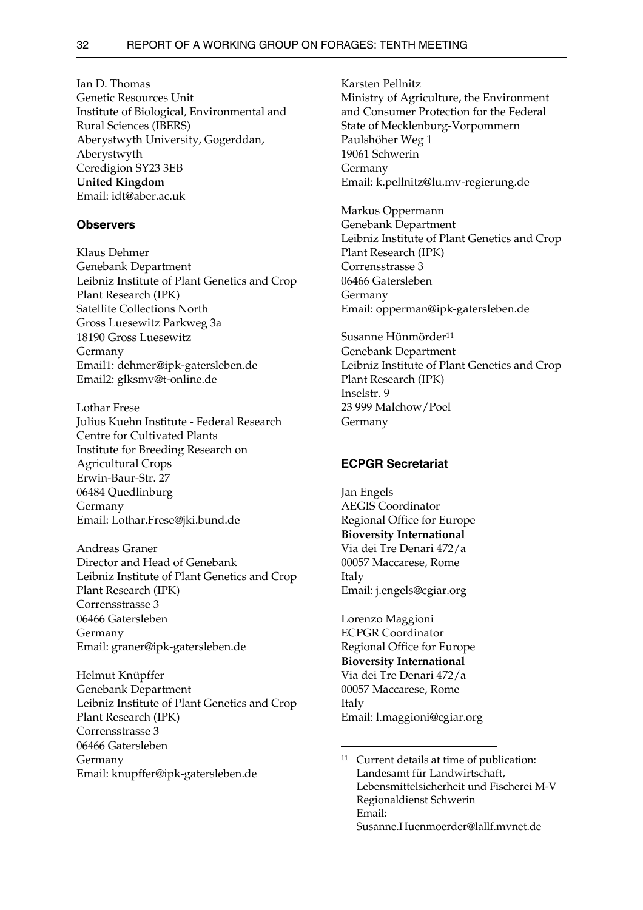Ian D. Thomas
Genetic Resources Unit
Institute of Biological, Environmental and Rural Sciences (IBERS)
Aberystwyth University, Gogerddan, Aberystwyth
Ceredigion SY23 3EB
**United Kingdom**
Email: idt@aber.ac.uk

### Observers

Klaus Dehmer
Genebank Department
Leibniz Institute of Plant Genetics and Crop Plant Research (IPK)
Satellite Collections North
Gross Luesewitz Parkweg 3a
18190 Gross Luesewitz
Germany
Email1: dehmer@ipk-gatersleben.de
Email2: glksmv@t-online.de

Lothar Frese
Julius Kuehn Institute - Federal Research Centre for Cultivated Plants
Institute for Breeding Research on Agricultural Crops
Erwin-Baur-Str. 27
06484 Quedlinburg
Germany
Email: Lothar.Frese@jki.bund.de

Andreas Graner
Director and Head of Genebank
Leibniz Institute of Plant Genetics and Crop Plant Research (IPK)
Corrensstrasse 3
06466 Gatersleben
Germany
Email: graner@ipk-gatersleben.de

Helmut Knüpffer
Genebank Department
Leibniz Institute of Plant Genetics and Crop Plant Research (IPK)
Corrensstrasse 3
06466 Gatersleben
Germany
Email: knupffer@ipk-gatersleben.de

Karsten Pellnitz
Ministry of Agriculture, the Environment and Consumer Protection for the Federal State of Mecklenburg-Vorpommern
Paulshöher Weg 1
19061 Schwerin
Germany
Email: k.pellnitz@lu.mv-regierung.de

Markus Oppermann
Genebank Department
Leibniz Institute of Plant Genetics and Crop Plant Research (IPK)
Corrensstrasse 3
06466 Gatersleben
Germany
Email: opperman@ipk-gatersleben.de

Susanne Hünmörder[11]
Genebank Department
Leibniz Institute of Plant Genetics and Crop Plant Research (IPK)
Inselstr. 9
23 999 Malchow/Poel
Germany

### ECPGR Secretariat

Jan Engels
AEGIS Coordinator
Regional Office for Europe
**Bioversity International**
Via dei Tre Denari 472/a
00057 Maccarese, Rome
Italy
Email: j.engels@cgiar.org

Lorenzo Maggioni
ECPGR Coordinator
Regional Office for Europe
**Bioversity International**
Via dei Tre Denari 472/a
00057 Maccarese, Rome
Italy
Email: l.maggioni@cgiar.org

---

[11] Current details at time of publication: Landesamt für Landwirtschaft, Lebensmittelsicherheit und Fischerei M-V Regionaldienst Schwerin
Email: Susanne.Huenmoerder@lallf.mvnet.de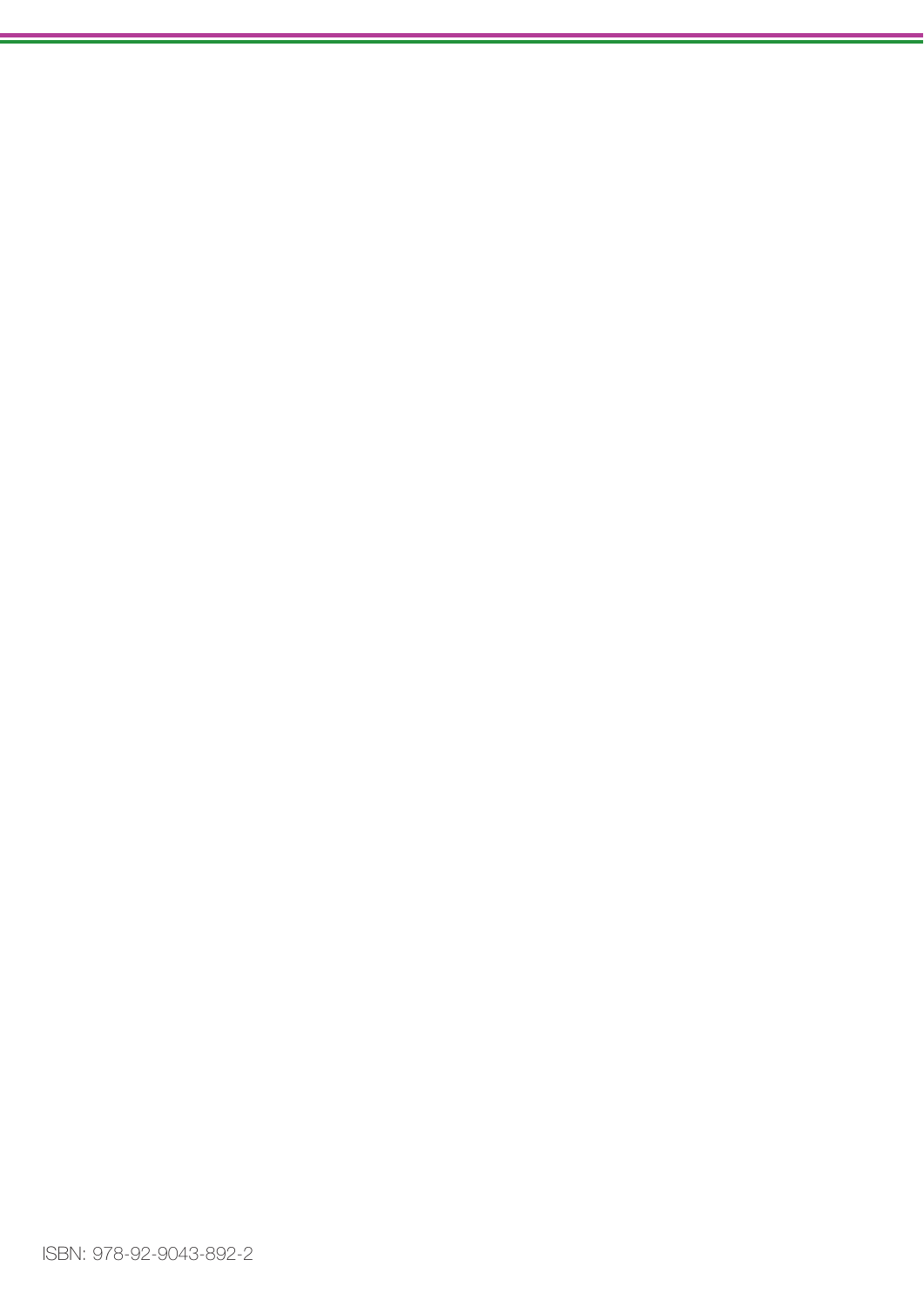ISBN: 978-92-9043-892-2